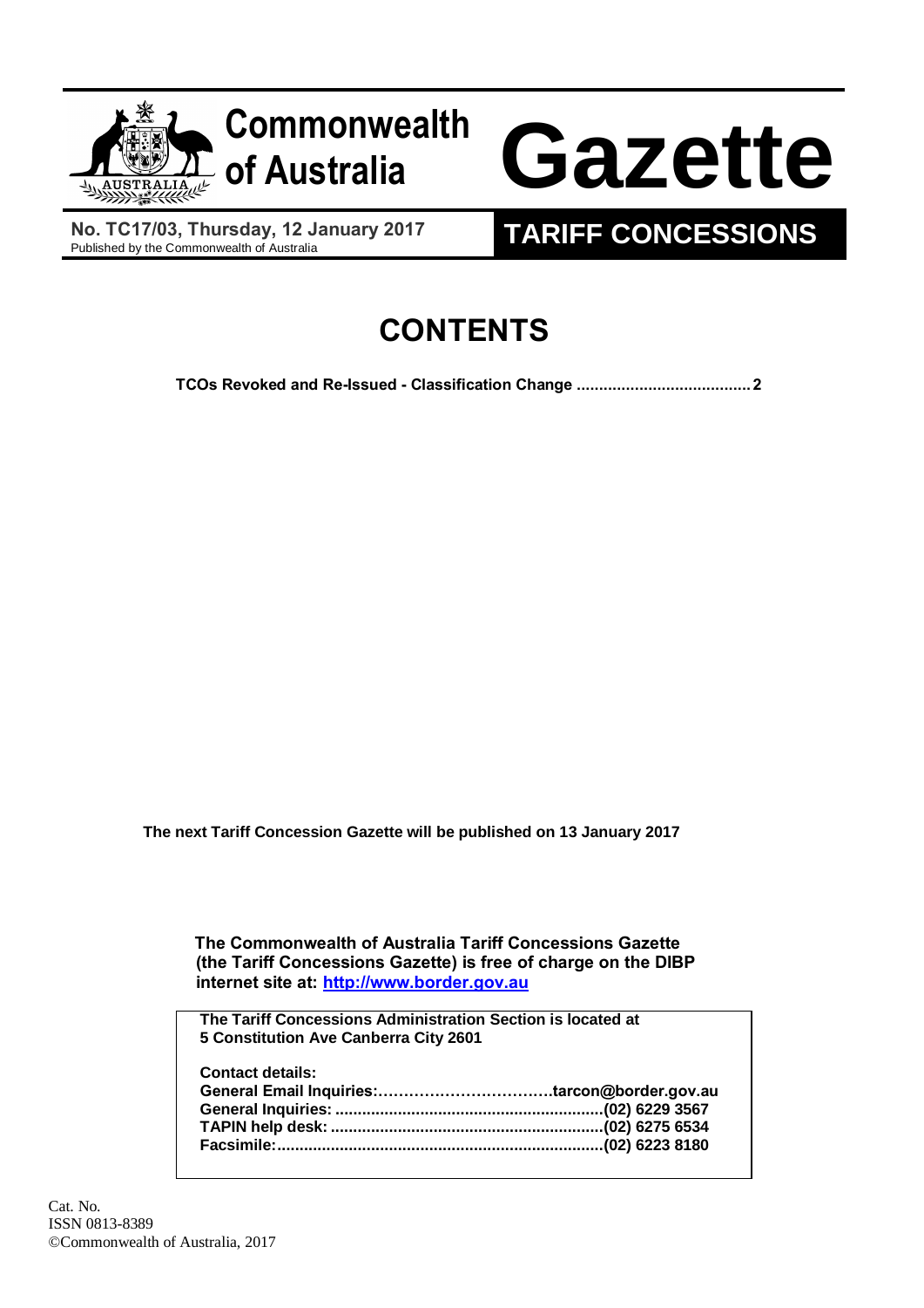# Commonwealth of Australia Gazette

**No. TC17/03, Thursday, 12 January 2017**
Published by the Commonwealth of Australia

## TARIFF CONCESSIONS

# CONTENTS

**TCOs Revoked and Re-Issued - Classification Change ....................................... 2**

**The next Tariff Concession Gazette will be published on 13 January 2017**

**The Commonwealth of Australia Tariff Concessions Gazette (the Tariff Concessions Gazette) is free of charge on the DIBP internet site at: [http://www.border.gov.au](http://www.border.gov.au)**

**The Tariff Concessions Administration Section is located at 5 Constitution Ave Canberra City 2601**

**Contact details:**
**General Email Inquiries:……………………………tarcon@border.gov.au**
**General Inquiries: ...........................................................(02) 6229 3567**
**TAPIN help desk: ............................................................(02) 6275 6534**
**Facsimile:.........................................................................(02) 6223 8180**

Cat. No.
ISSN 0813-8389
©Commonwealth of Australia, 2017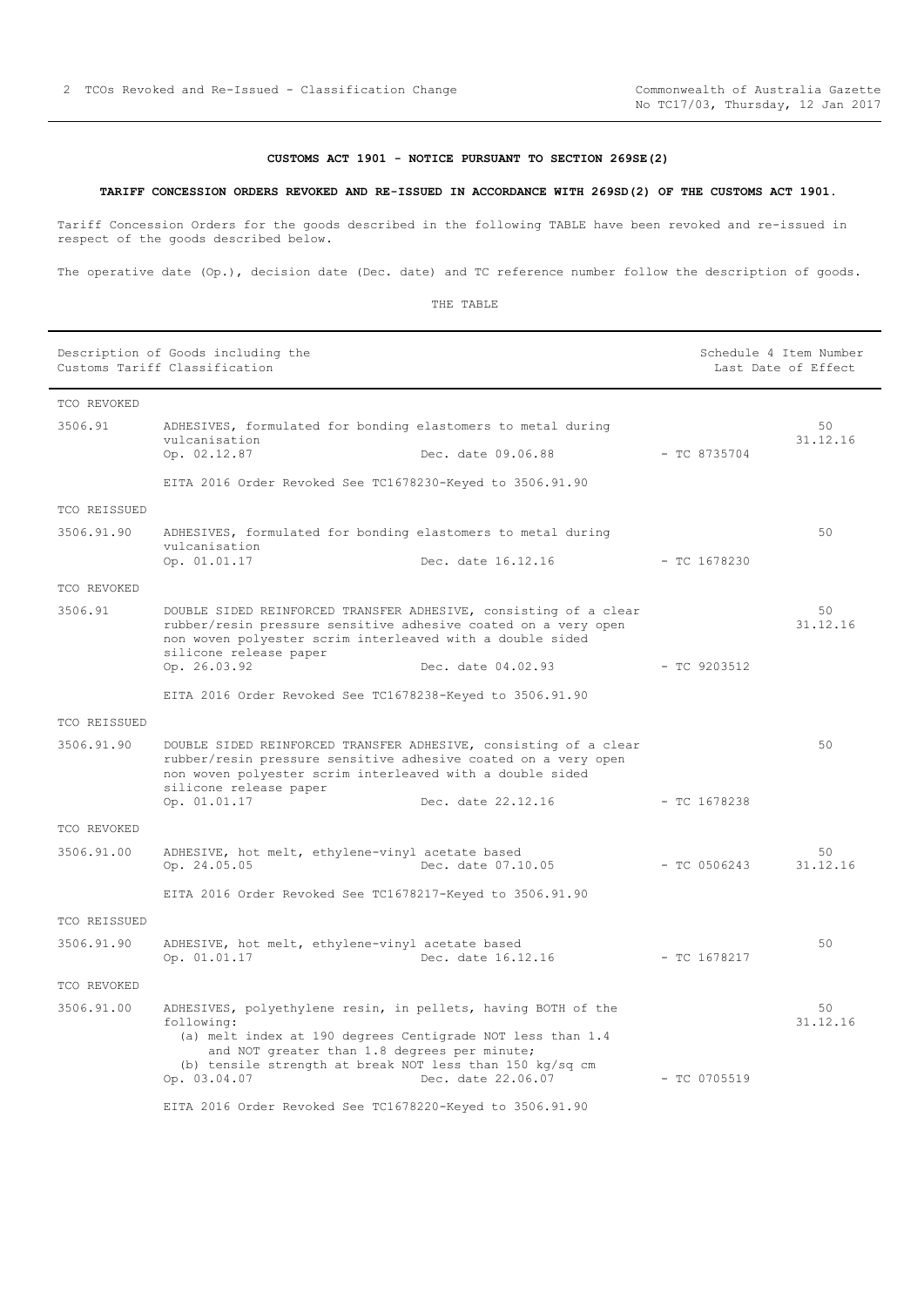**CUSTOMS ACT 1901 - NOTICE PURSUANT TO SECTION 269SE(2)**

**TARIFF CONCESSION ORDERS REVOKED AND RE-ISSUED IN ACCORDANCE WITH 269SD(2) OF THE CUSTOMS ACT 1901.**

Tariff Concession Orders for the goods described in the following TABLE have been revoked and re-issued in respect of the goods described below.

The operative date (Op.), decision date (Dec. date) and TC reference number follow the description of goods.

THE TABLE

| Description of Goods including the Customs Tariff Classification | | Schedule 4 Item Number Last Date of Effect |
|---|---|---|
| TCO REVOKED | | |
| 3506.91 | ADHESIVES, formulated for bonding elastomers to metal during vulcanisation<br>Op. 02.12.87 Dec. date 09.06.88 - TC 8735704<br><br>EITA 2016 Order Revoked See TC1678230-Keyed to 3506.91.90 | 50<br>31.12.16 |
| TCO REISSUED | | |
| 3506.91.90 | ADHESIVES, formulated for bonding elastomers to metal during vulcanisation<br>Op. 01.01.17 Dec. date 16.12.16 - TC 1678230 | 50 |
| TCO REVOKED | | |
| 3506.91 | DOUBLE SIDED REINFORCED TRANSFER ADHESIVE, consisting of a clear rubber/resin pressure sensitive adhesive coated on a very open non woven polyester scrim interleaved with a double sided silicone release paper<br>Op. 26.03.92 Dec. date 04.02.93 - TC 9203512<br><br>EITA 2016 Order Revoked See TC1678238-Keyed to 3506.91.90 | 50<br>31.12.16 |
| TCO REISSUED | | |
| 3506.91.90 | DOUBLE SIDED REINFORCED TRANSFER ADHESIVE, consisting of a clear rubber/resin pressure sensitive adhesive coated on a very open non woven polyester scrim interleaved with a double sided silicone release paper<br>Op. 01.01.17 Dec. date 22.12.16 - TC 1678238 | 50 |
| TCO REVOKED | | |
| 3506.91.00 | ADHESIVE, hot melt, ethylene-vinyl acetate based<br>Op. 24.05.05 Dec. date 07.10.05 - TC 0506243<br><br>EITA 2016 Order Revoked See TC1678217-Keyed to 3506.91.90 | 50<br>31.12.16 |
| TCO REISSUED | | |
| 3506.91.90 | ADHESIVE, hot melt, ethylene-vinyl acetate based<br>Op. 01.01.17 Dec. date 16.12.16 - TC 1678217 | 50 |
| TCO REVOKED | | |
| 3506.91.00 | ADHESIVES, polyethylene resin, in pellets, having BOTH of the following:<br>(a) melt index at 190 degrees Centigrade NOT less than 1.4 and NOT greater than 1.8 degrees per minute;<br>(b) tensile strength at break NOT less than 150 kg/sq cm<br>Op. 03.04.07 Dec. date 22.06.07 - TC 0705519<br><br>EITA 2016 Order Revoked See TC1678220-Keyed to 3506.91.90 | 50<br>31.12.16 |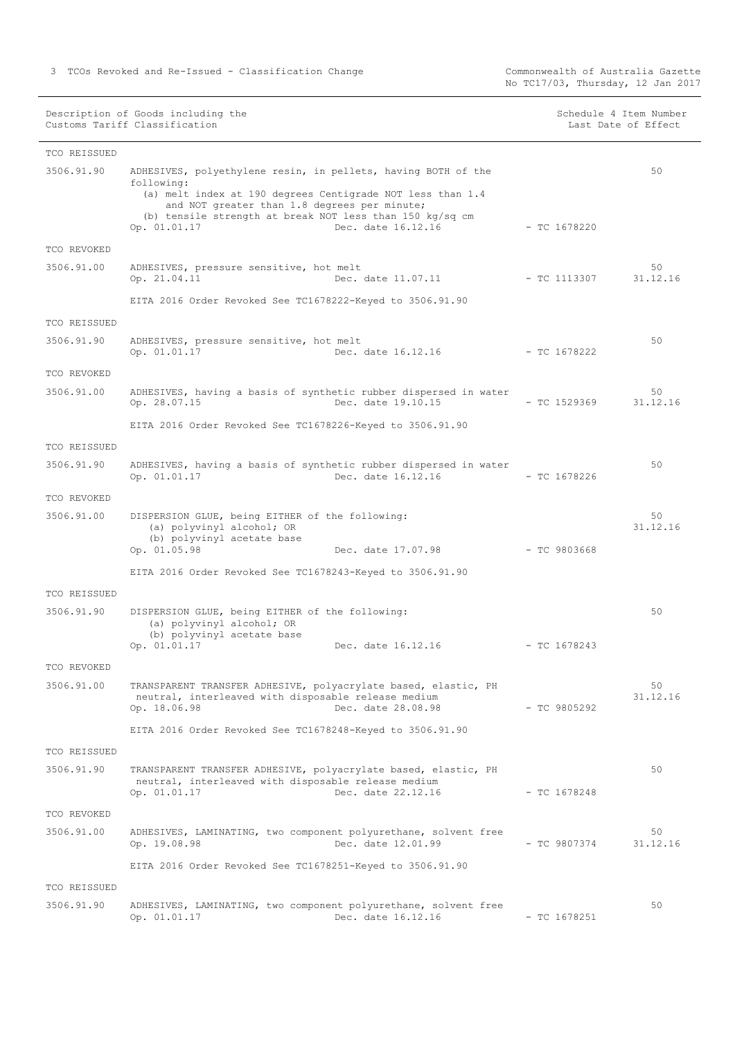| Description of Goods including the Customs Tariff Classification | | | Schedule 4 Item Number Last Date of Effect |
|---|---|---|---|
| **TCO REISSUED** | | | |
| 3506.91.90 | ADHESIVES, polyethylene resin, in pellets, having BOTH of the following:<br>(a) melt index at 190 degrees Centigrade NOT less than 1.4 and NOT greater than 1.8 degrees per minute;<br>(b) tensile strength at break NOT less than 150 kg/sq cm<br>Op. 01.01.17 Dec. date 16.12.16 | - TC 1678220 | 50 |
| **TCO REVOKED** | | | |
| 3506.91.00 | ADHESIVES, pressure sensitive, hot melt<br>Op. 21.04.11 Dec. date 11.07.11<br><br>EITA 2016 Order Revoked See TC1678222-Keyed to 3506.91.90 | - TC 1113307 | 50<br>31.12.16 |
| **TCO REISSUED** | | | |
| 3506.91.90 | ADHESIVES, pressure sensitive, hot melt<br>Op. 01.01.17 Dec. date 16.12.16 | - TC 1678222 | 50 |
| **TCO REVOKED** | | | |
| 3506.91.00 | ADHESIVES, having a basis of synthetic rubber dispersed in water<br>Op. 28.07.15 Dec. date 19.10.15<br><br>EITA 2016 Order Revoked See TC1678226-Keyed to 3506.91.90 | - TC 1529369 | 50<br>31.12.16 |
| **TCO REISSUED** | | | |
| 3506.91.90 | ADHESIVES, having a basis of synthetic rubber dispersed in water<br>Op. 01.01.17 Dec. date 16.12.16 | - TC 1678226 | 50 |
| **TCO REVOKED** | | | |
| 3506.91.00 | DISPERSION GLUE, being EITHER of the following:<br>(a) polyvinyl alcohol; OR<br>(b) polyvinyl acetate base<br>Op. 01.05.98 Dec. date 17.07.98<br><br>EITA 2016 Order Revoked See TC1678243-Keyed to 3506.91.90 | - TC 9803668 | 50<br>31.12.16 |
| **TCO REISSUED** | | | |
| 3506.91.90 | DISPERSION GLUE, being EITHER of the following:<br>(a) polyvinyl alcohol; OR<br>(b) polyvinyl acetate base<br>Op. 01.01.17 Dec. date 16.12.16 | - TC 1678243 | 50 |
| **TCO REVOKED** | | | |
| 3506.91.00 | TRANSPARENT TRANSFER ADHESIVE, polyacrylate based, elastic, PH neutral, interleaved with disposable release medium<br>Op. 18.06.98 Dec. date 28.08.98<br><br>EITA 2016 Order Revoked See TC1678248-Keyed to 3506.91.90 | - TC 9805292 | 50<br>31.12.16 |
| **TCO REISSUED** | | | |
| 3506.91.90 | TRANSPARENT TRANSFER ADHESIVE, polyacrylate based, elastic, PH neutral, interleaved with disposable release medium<br>Op. 01.01.17 Dec. date 22.12.16 | - TC 1678248 | 50 |
| **TCO REVOKED** | | | |
| 3506.91.00 | ADHESIVES, LAMINATING, two component polyurethane, solvent free<br>Op. 19.08.98 Dec. date 12.01.99<br><br>EITA 2016 Order Revoked See TC1678251-Keyed to 3506.91.90 | - TC 9807374 | 50<br>31.12.16 |
| **TCO REISSUED** | | | |
| 3506.91.90 | ADHESIVES, LAMINATING, two component polyurethane, solvent free<br>Op. 01.01.17 Dec. date 16.12.16 | - TC 1678251 | 50 |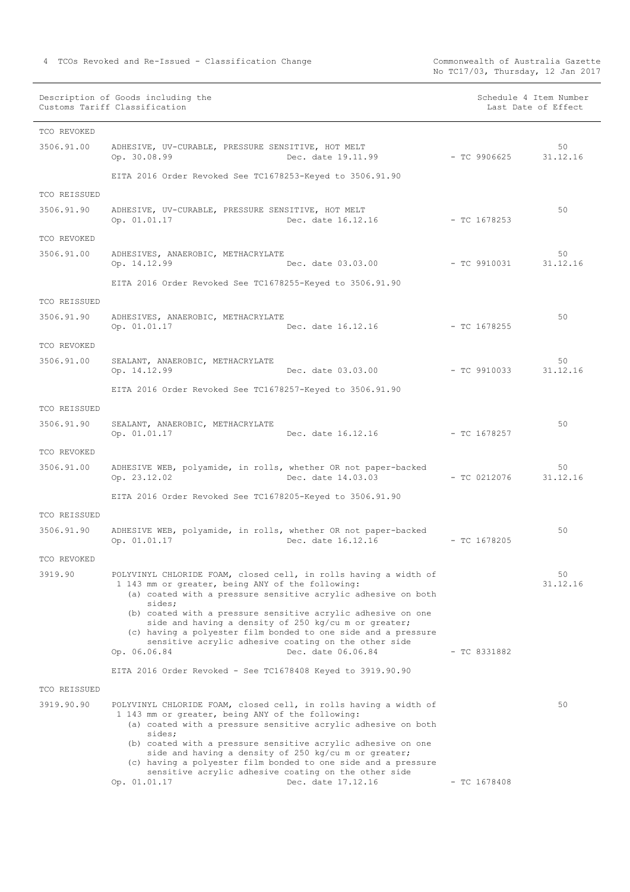| Description of Goods including the Customs Tariff Classification | | | | Schedule 4 Item Number Last Date of Effect |
|---|---|---|---|---|
| TCO REVOKED | | | | |
| 3506.91.00 | ADHESIVE, UV-CURABLE, PRESSURE SENSITIVE, HOT MELT<br>Op. 30.08.99 | Dec. date 19.11.99 | - TC 9906625 | 50<br>31.12.16 |
| | EITA 2016 Order Revoked See TC1678253-Keyed to 3506.91.90 | | | |
| TCO REISSUED | | | | |
| 3506.91.90 | ADHESIVE, UV-CURABLE, PRESSURE SENSITIVE, HOT MELT<br>Op. 01.01.17 | Dec. date 16.12.16 | - TC 1678253 | 50 |
| TCO REVOKED | | | | |
| 3506.91.00 | ADHESIVES, ANAEROBIC, METHACRYLATE<br>Op. 14.12.99 | Dec. date 03.03.00 | - TC 9910031 | 50<br>31.12.16 |
| | EITA 2016 Order Revoked See TC1678255-Keyed to 3506.91.90 | | | |
| TCO REISSUED | | | | |
| 3506.91.90 | ADHESIVES, ANAEROBIC, METHACRYLATE<br>Op. 01.01.17 | Dec. date 16.12.16 | - TC 1678255 | 50 |
| TCO REVOKED | | | | |
| 3506.91.00 | SEALANT, ANAEROBIC, METHACRYLATE<br>Op. 14.12.99 | Dec. date 03.03.00 | - TC 9910033 | 50<br>31.12.16 |
| | EITA 2016 Order Revoked See TC1678257-Keyed to 3506.91.90 | | | |
| TCO REISSUED | | | | |
| 3506.91.90 | SEALANT, ANAEROBIC, METHACRYLATE<br>Op. 01.01.17 | Dec. date 16.12.16 | - TC 1678257 | 50 |
| TCO REVOKED | | | | |
| 3506.91.00 | ADHESIVE WEB, polyamide, in rolls, whether OR not paper-backed<br>Op. 23.12.02 | Dec. date 14.03.03 | - TC 0212076 | 50<br>31.12.16 |
| | EITA 2016 Order Revoked See TC1678205-Keyed to 3506.91.90 | | | |
| TCO REISSUED | | | | |
| 3506.91.90 | ADHESIVE WEB, polyamide, in rolls, whether OR not paper-backed<br>Op. 01.01.17 | Dec. date 16.12.16 | - TC 1678205 | 50 |
| TCO REVOKED | | | | |
| 3919.90 | POLYVINYL CHLORIDE FOAM, closed cell, in rolls having a width of 1 143 mm or greater, being ANY of the following:<br>(a) coated with a pressure sensitive acrylic adhesive on both sides;<br>(b) coated with a pressure sensitive acrylic adhesive on one side and having a density of 250 kg/cu m or greater;<br>(c) having a polyester film bonded to one side and a pressure sensitive acrylic adhesive coating on the other side<br>Op. 06.06.84 | Dec. date 06.06.84 | - TC 8331882 | 50<br>31.12.16 |
| | EITA 2016 Order Revoked - See TC1678408 Keyed to 3919.90.90 | | | |
| TCO REISSUED | | | | |
| 3919.90.90 | POLYVINYL CHLORIDE FOAM, closed cell, in rolls having a width of 1 143 mm or greater, being ANY of the following:<br>(a) coated with a pressure sensitive acrylic adhesive on both sides;<br>(b) coated with a pressure sensitive acrylic adhesive on one side and having a density of 250 kg/cu m or greater;<br>(c) having a polyester film bonded to one side and a pressure sensitive acrylic adhesive coating on the other side<br>Op. 01.01.17 | Dec. date 17.12.16 | - TC 1678408 | 50 |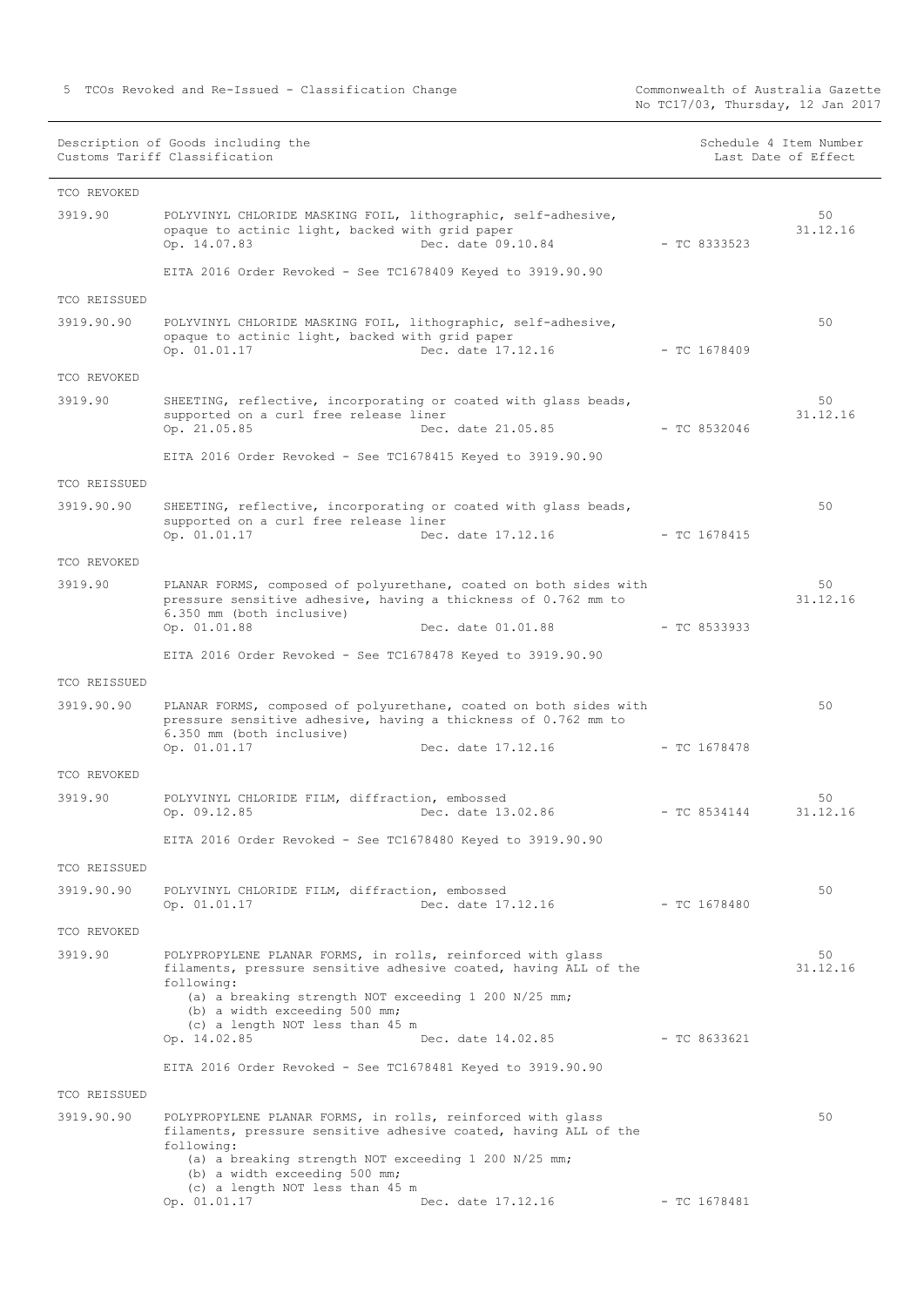| Description of Goods including the Customs Tariff Classification | | | Schedule 4 Item Number Last Date of Effect |
|---|---|---|---|
| **TCO REVOKED** | | | |
| 3919.90 | POLYVINYL CHLORIDE MASKING FOIL, lithographic, self-adhesive, opaque to actinic light, backed with grid paper<br>Op. 14.07.83 Dec. date 09.10.84 | - TC 8333523 | 50<br>31.12.16 |
| | EITA 2016 Order Revoked - See TC1678409 Keyed to 3919.90.90 | | |
| **TCO REISSUED** | | | |
| 3919.90.90 | POLYVINYL CHLORIDE MASKING FOIL, lithographic, self-adhesive, opaque to actinic light, backed with grid paper<br>Op. 01.01.17 Dec. date 17.12.16 | - TC 1678409 | 50 |
| **TCO REVOKED** | | | |
| 3919.90 | SHEETING, reflective, incorporating or coated with glass beads, supported on a curl free release liner<br>Op. 21.05.85 Dec. date 21.05.85 | - TC 8532046 | 50<br>31.12.16 |
| | EITA 2016 Order Revoked - See TC1678415 Keyed to 3919.90.90 | | |
| **TCO REISSUED** | | | |
| 3919.90.90 | SHEETING, reflective, incorporating or coated with glass beads, supported on a curl free release liner<br>Op. 01.01.17 Dec. date 17.12.16 | - TC 1678415 | 50 |
| **TCO REVOKED** | | | |
| 3919.90 | PLANAR FORMS, composed of polyurethane, coated on both sides with pressure sensitive adhesive, having a thickness of 0.762 mm to 6.350 mm (both inclusive)<br>Op. 01.01.88 Dec. date 01.01.88 | - TC 8533933 | 50<br>31.12.16 |
| | EITA 2016 Order Revoked - See TC1678478 Keyed to 3919.90.90 | | |
| **TCO REISSUED** | | | |
| 3919.90.90 | PLANAR FORMS, composed of polyurethane, coated on both sides with pressure sensitive adhesive, having a thickness of 0.762 mm to 6.350 mm (both inclusive)<br>Op. 01.01.17 Dec. date 17.12.16 | - TC 1678478 | 50 |
| **TCO REVOKED** | | | |
| 3919.90 | POLYVINYL CHLORIDE FILM, diffraction, embossed<br>Op. 09.12.85 Dec. date 13.02.86 | - TC 8534144 | 50<br>31.12.16 |
| | EITA 2016 Order Revoked - See TC1678480 Keyed to 3919.90.90 | | |
| **TCO REISSUED** | | | |
| 3919.90.90 | POLYVINYL CHLORIDE FILM, diffraction, embossed<br>Op. 01.01.17 Dec. date 17.12.16 | - TC 1678480 | 50 |
| **TCO REVOKED** | | | |
| 3919.90 | POLYPROPYLENE PLANAR FORMS, in rolls, reinforced with glass filaments, pressure sensitive adhesive coated, having ALL of the following:<br>(a) a breaking strength NOT exceeding 1 200 N/25 mm;<br>(b) a width exceeding 500 mm;<br>(c) a length NOT less than 45 m<br>Op. 14.02.85 Dec. date 14.02.85 | - TC 8633621 | 50<br>31.12.16 |
| | EITA 2016 Order Revoked - See TC1678481 Keyed to 3919.90.90 | | |
| **TCO REISSUED** | | | |
| 3919.90.90 | POLYPROPYLENE PLANAR FORMS, in rolls, reinforced with glass filaments, pressure sensitive adhesive coated, having ALL of the following:<br>(a) a breaking strength NOT exceeding 1 200 N/25 mm;<br>(b) a width exceeding 500 mm;<br>(c) a length NOT less than 45 m<br>Op. 01.01.17 Dec. date 17.12.16 | - TC 1678481 | 50 |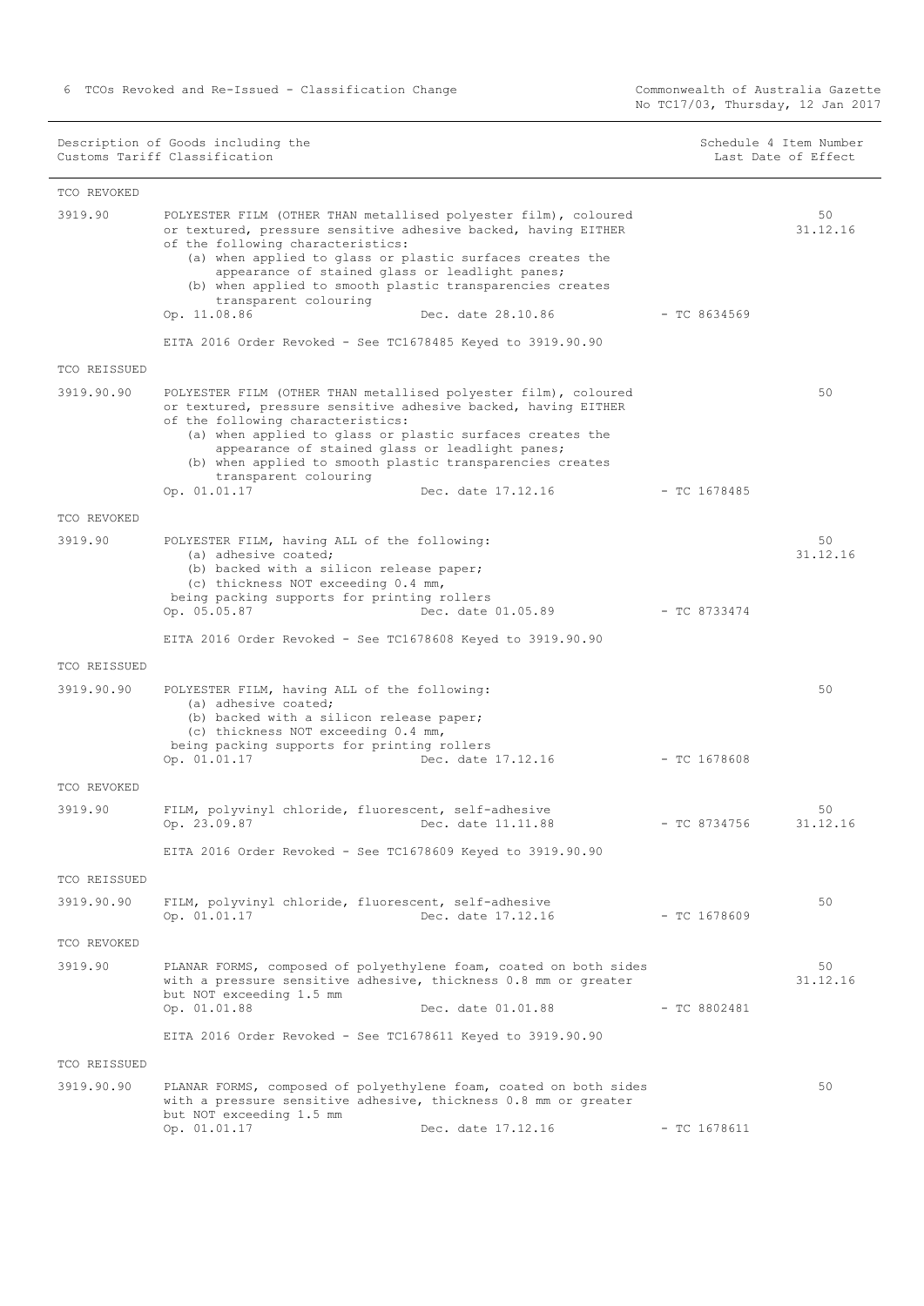| Description of Goods including the Customs Tariff Classification | | | | Schedule 4 Item Number Last Date of Effect |
|---|---|---|---|---|
| **TCO REVOKED** | | | | |
| 3919.90 | POLYESTER FILM (OTHER THAN metallised polyester film), coloured or textured, pressure sensitive adhesive backed, having EITHER of the following characteristics:<br>(a) when applied to glass or plastic surfaces creates the appearance of stained glass or leadlight panes;<br>(b) when applied to smooth plastic transparencies creates transparent colouring<br>Op. 11.08.86 | Dec. date 28.10.86 | - TC 8634569 | 50<br>31.12.16 |
| | EITA 2016 Order Revoked - See TC1678485 Keyed to 3919.90.90 | | | |
| **TCO REISSUED** | | | | |
| 3919.90.90 | POLYESTER FILM (OTHER THAN metallised polyester film), coloured or textured, pressure sensitive adhesive backed, having EITHER of the following characteristics:<br>(a) when applied to glass or plastic surfaces creates the appearance of stained glass or leadlight panes;<br>(b) when applied to smooth plastic transparencies creates transparent colouring<br>Op. 01.01.17 | Dec. date 17.12.16 | - TC 1678485 | 50 |
| **TCO REVOKED** | | | | |
| 3919.90 | POLYESTER FILM, having ALL of the following:<br>(a) adhesive coated;<br>(b) backed with a silicon release paper;<br>(c) thickness NOT exceeding 0.4 mm,<br>being packing supports for printing rollers<br>Op. 05.05.87 | Dec. date 01.05.89 | - TC 8733474 | 50<br>31.12.16 |
| | EITA 2016 Order Revoked - See TC1678608 Keyed to 3919.90.90 | | | |
| **TCO REISSUED** | | | | |
| 3919.90.90 | POLYESTER FILM, having ALL of the following:<br>(a) adhesive coated;<br>(b) backed with a silicon release paper;<br>(c) thickness NOT exceeding 0.4 mm,<br>being packing supports for printing rollers<br>Op. 01.01.17 | Dec. date 17.12.16 | - TC 1678608 | 50 |
| **TCO REVOKED** | | | | |
| 3919.90 | FILM, polyvinyl chloride, fluorescent, self-adhesive<br>Op. 23.09.87 | Dec. date 11.11.88 | - TC 8734756 | 50<br>31.12.16 |
| | EITA 2016 Order Revoked - See TC1678609 Keyed to 3919.90.90 | | | |
| **TCO REISSUED** | | | | |
| 3919.90.90 | FILM, polyvinyl chloride, fluorescent, self-adhesive<br>Op. 01.01.17 | Dec. date 17.12.16 | - TC 1678609 | 50 |
| **TCO REVOKED** | | | | |
| 3919.90 | PLANAR FORMS, composed of polyethylene foam, coated on both sides with a pressure sensitive adhesive, thickness 0.8 mm or greater but NOT exceeding 1.5 mm<br>Op. 01.01.88 | Dec. date 01.01.88 | - TC 8802481 | 50<br>31.12.16 |
| | EITA 2016 Order Revoked - See TC1678611 Keyed to 3919.90.90 | | | |
| **TCO REISSUED** | | | | |
| 3919.90.90 | PLANAR FORMS, composed of polyethylene foam, coated on both sides with a pressure sensitive adhesive, thickness 0.8 mm or greater but NOT exceeding 1.5 mm<br>Op. 01.01.17 | Dec. date 17.12.16 | - TC 1678611 | 50 |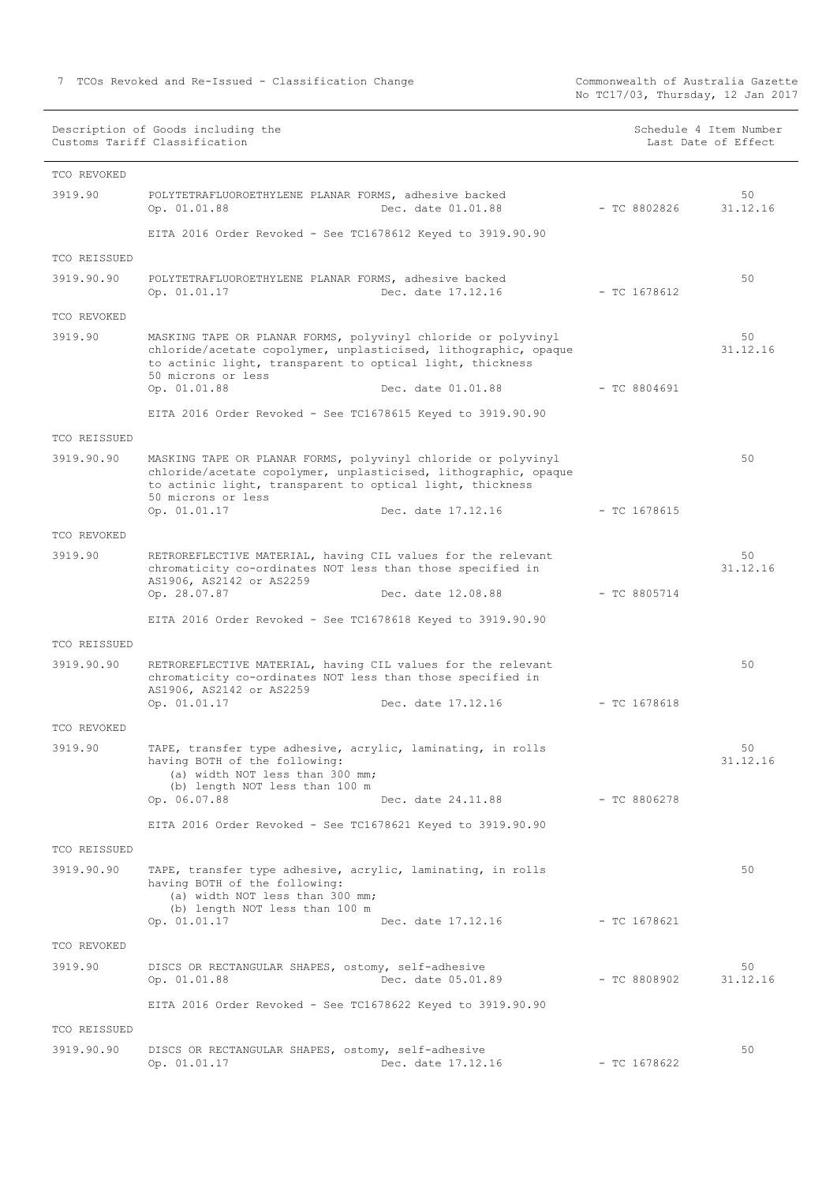| Description of Goods including the Customs Tariff Classification | | | Schedule 4 Item Number Last Date of Effect |
|---|---|---|---|

TCO REVOKED

3919.90 POLYTETRAFLUOROETHYLENE PLANAR FORMS, adhesive backed

Op. 01.01.88 Dec. date 01.01.88 - TC 8802826 50 31.12.16

EITA 2016 Order Revoked - See TC1678612 Keyed to 3919.90.90

TCO REISSUED

3919.90.90 POLYTETRAFLUOROETHYLENE PLANAR FORMS, adhesive backed

Op. 01.01.17 Dec. date 17.12.16 - TC 1678612 50

TCO REVOKED

3919.90 MASKING TAPE OR PLANAR FORMS, polyvinyl chloride or polyvinyl chloride/acetate copolymer, unplasticised, lithographic, opaque to actinic light, transparent to optical light, thickness 50 microns or less

Op. 01.01.88 Dec. date 01.01.88 - TC 8804691 50 31.12.16

EITA 2016 Order Revoked - See TC1678615 Keyed to 3919.90.90

TCO REISSUED

3919.90.90 MASKING TAPE OR PLANAR FORMS, polyvinyl chloride or polyvinyl chloride/acetate copolymer, unplasticised, lithographic, opaque to actinic light, transparent to optical light, thickness 50 microns or less

Op. 01.01.17 Dec. date 17.12.16 - TC 1678615 50

TCO REVOKED

3919.90 RETROREFLECTIVE MATERIAL, having CIL values for the relevant chromaticity co-ordinates NOT less than those specified in AS1906, AS2142 or AS2259

Op. 28.07.87 Dec. date 12.08.88 - TC 8805714 50 31.12.16

EITA 2016 Order Revoked - See TC1678618 Keyed to 3919.90.90

TCO REISSUED

3919.90.90 RETROREFLECTIVE MATERIAL, having CIL values for the relevant chromaticity co-ordinates NOT less than those specified in AS1906, AS2142 or AS2259

Op. 01.01.17 Dec. date 17.12.16 - TC 1678618 50

TCO REVOKED

3919.90 TAPE, transfer type adhesive, acrylic, laminating, in rolls having BOTH of the following:
(a) width NOT less than 300 mm;
(b) length NOT less than 100 m

Op. 06.07.88 Dec. date 24.11.88 - TC 8806278 50 31.12.16

EITA 2016 Order Revoked - See TC1678621 Keyed to 3919.90.90

TCO REISSUED

3919.90.90 TAPE, transfer type adhesive, acrylic, laminating, in rolls having BOTH of the following:
(a) width NOT less than 300 mm;
(b) length NOT less than 100 m

Op. 01.01.17 Dec. date 17.12.16 - TC 1678621 50

TCO REVOKED

3919.90 DISCS OR RECTANGULAR SHAPES, ostomy, self-adhesive

Op. 01.01.88 Dec. date 05.01.89 - TC 8808902 50 31.12.16

EITA 2016 Order Revoked - See TC1678622 Keyed to 3919.90.90

TCO REISSUED

3919.90.90 DISCS OR RECTANGULAR SHAPES, ostomy, self-adhesive

Op. 01.01.17 Dec. date 17.12.16 - TC 1678622 50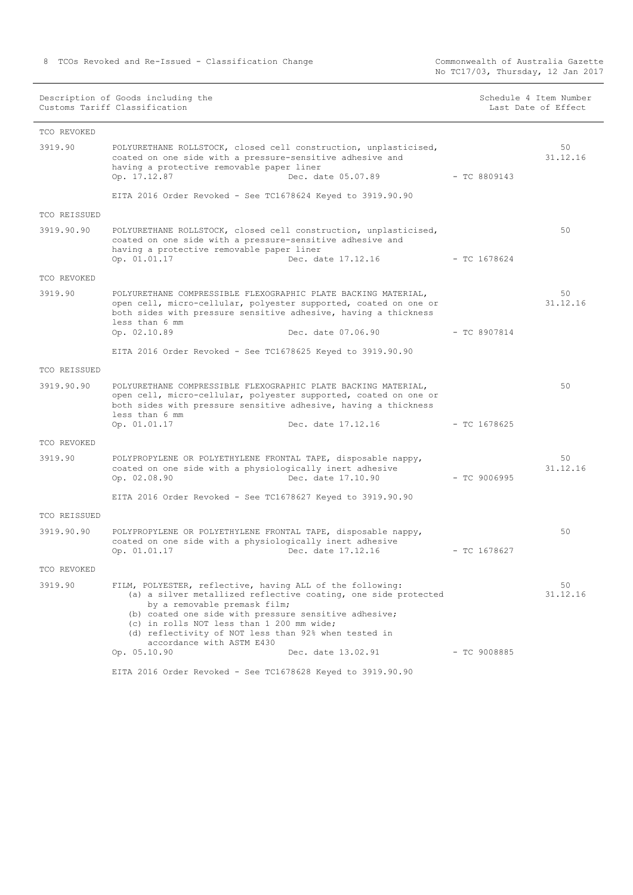| Description of Goods including the Customs Tariff Classification | | | Schedule 4 Item Number Last Date of Effect |
|---|---|---|---|
| **TCO REVOKED** | | | |
| 3919.90 | POLYURETHANE ROLLSTOCK, closed cell construction, unplasticised, coated on one side with a pressure-sensitive adhesive and having a protective removable paper liner<br>Op. 17.12.87 Dec. date 05.07.89 | - TC 8809143 | 50<br>31.12.16 |
| | EITA 2016 Order Revoked - See TC1678624 Keyed to 3919.90.90 | | |
| **TCO REISSUED** | | | |
| 3919.90.90 | POLYURETHANE ROLLSTOCK, closed cell construction, unplasticised, coated on one side with a pressure-sensitive adhesive and having a protective removable paper liner<br>Op. 01.01.17 Dec. date 17.12.16 | - TC 1678624 | 50 |
| **TCO REVOKED** | | | |
| 3919.90 | POLYURETHANE COMPRESSIBLE FLEXOGRAPHIC PLATE BACKING MATERIAL, open cell, micro-cellular, polyester supported, coated on one or both sides with pressure sensitive adhesive, having a thickness less than 6 mm<br>Op. 02.10.89 Dec. date 07.06.90 | - TC 8907814 | 50<br>31.12.16 |
| | EITA 2016 Order Revoked - See TC1678625 Keyed to 3919.90.90 | | |
| **TCO REISSUED** | | | |
| 3919.90.90 | POLYURETHANE COMPRESSIBLE FLEXOGRAPHIC PLATE BACKING MATERIAL, open cell, micro-cellular, polyester supported, coated on one or both sides with pressure sensitive adhesive, having a thickness less than 6 mm<br>Op. 01.01.17 Dec. date 17.12.16 | - TC 1678625 | 50 |
| **TCO REVOKED** | | | |
| 3919.90 | POLYPROPYLENE OR POLYETHYLENE FRONTAL TAPE, disposable nappy, coated on one side with a physiologically inert adhesive<br>Op. 02.08.90 Dec. date 17.10.90 | - TC 9006995 | 50<br>31.12.16 |
| | EITA 2016 Order Revoked - See TC1678627 Keyed to 3919.90.90 | | |
| **TCO REISSUED** | | | |
| 3919.90.90 | POLYPROPYLENE OR POLYETHYLENE FRONTAL TAPE, disposable nappy, coated on one side with a physiologically inert adhesive<br>Op. 01.01.17 Dec. date 17.12.16 | - TC 1678627 | 50 |
| **TCO REVOKED** | | | |
| 3919.90 | FILM, POLYESTER, reflective, having ALL of the following:<br>(a) a silver metallized reflective coating, one side protected by a removable premask film;<br>(b) coated one side with pressure sensitive adhesive;<br>(c) in rolls NOT less than 1 200 mm wide;<br>(d) reflectivity of NOT less than 92% when tested in accordance with ASTM E430<br>Op. 05.10.90 Dec. date 13.02.91 | - TC 9008885 | 50<br>31.12.16 |
| | EITA 2016 Order Revoked - See TC1678628 Keyed to 3919.90.90 | | |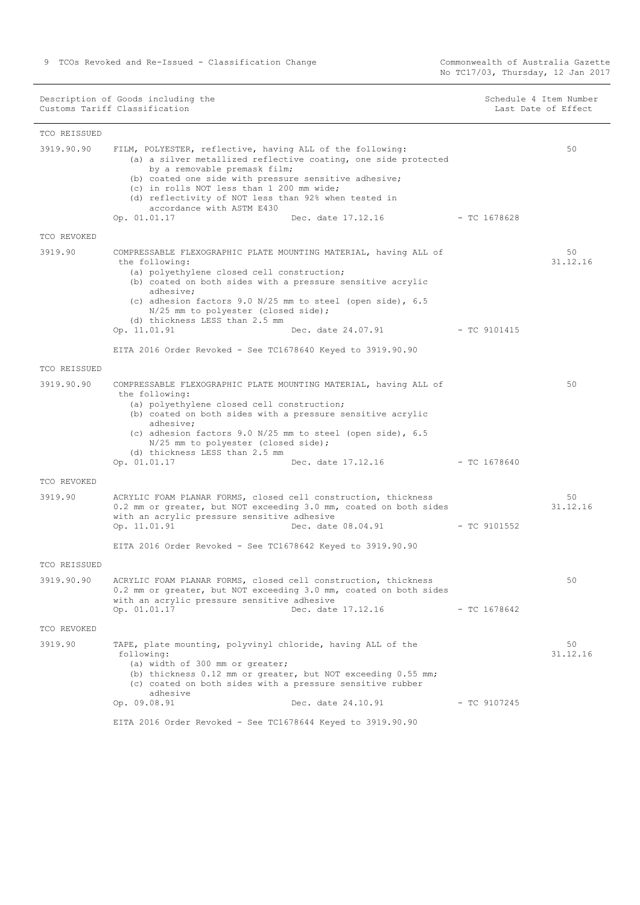| Description of Goods including the Customs Tariff Classification | | | Schedule 4 Item Number Last Date of Effect |
|---|---|---|---|
| **TCO REISSUED** | | | |
| 3919.90.90 | FILM, POLYESTER, reflective, having ALL of the following:<br>(a) a silver metallized reflective coating, one side protected by a removable premask film;<br>(b) coated one side with pressure sensitive adhesive;<br>(c) in rolls NOT less than 1 200 mm wide;<br>(d) reflectivity of NOT less than 92% when tested in accordance with ASTM E430<br>Op. 01.01.17 Dec. date 17.12.16 | - TC 1678628 | 50 |
| **TCO REVOKED** | | | |
| 3919.90 | COMPRESSABLE FLEXOGRAPHIC PLATE MOUNTING MATERIAL, having ALL of the following:<br>(a) polyethylene closed cell construction;<br>(b) coated on both sides with a pressure sensitive acrylic adhesive;<br>(c) adhesion factors 9.0 N/25 mm to steel (open side), 6.5 N/25 mm to polyester (closed side);<br>(d) thickness LESS than 2.5 mm<br>Op. 11.01.91 Dec. date 24.07.91<br><br>EITA 2016 Order Revoked - See TC1678640 Keyed to 3919.90.90 | - TC 9101415 | 50<br>31.12.16 |
| **TCO REISSUED** | | | |
| 3919.90.90 | COMPRESSABLE FLEXOGRAPHIC PLATE MOUNTING MATERIAL, having ALL of the following:<br>(a) polyethylene closed cell construction;<br>(b) coated on both sides with a pressure sensitive acrylic adhesive;<br>(c) adhesion factors 9.0 N/25 mm to steel (open side), 6.5 N/25 mm to polyester (closed side);<br>(d) thickness LESS than 2.5 mm<br>Op. 01.01.17 Dec. date 17.12.16 | - TC 1678640 | 50 |
| **TCO REVOKED** | | | |
| 3919.90 | ACRYLIC FOAM PLANAR FORMS, closed cell construction, thickness 0.2 mm or greater, but NOT exceeding 3.0 mm, coated on both sides with an acrylic pressure sensitive adhesive<br>Op. 11.01.91 Dec. date 08.04.91<br><br>EITA 2016 Order Revoked - See TC1678642 Keyed to 3919.90.90 | - TC 9101552 | 50<br>31.12.16 |
| **TCO REISSUED** | | | |
| 3919.90.90 | ACRYLIC FOAM PLANAR FORMS, closed cell construction, thickness 0.2 mm or greater, but NOT exceeding 3.0 mm, coated on both sides with an acrylic pressure sensitive adhesive<br>Op. 01.01.17 Dec. date 17.12.16 | - TC 1678642 | 50 |
| **TCO REVOKED** | | | |
| 3919.90 | TAPE, plate mounting, polyvinyl chloride, having ALL of the following:<br>(a) width of 300 mm or greater;<br>(b) thickness 0.12 mm or greater, but NOT exceeding 0.55 mm;<br>(c) coated on both sides with a pressure sensitive rubber adhesive<br>Op. 09.08.91 Dec. date 24.10.91<br><br>EITA 2016 Order Revoked - See TC1678644 Keyed to 3919.90.90 | - TC 9107245 | 50<br>31.12.16 |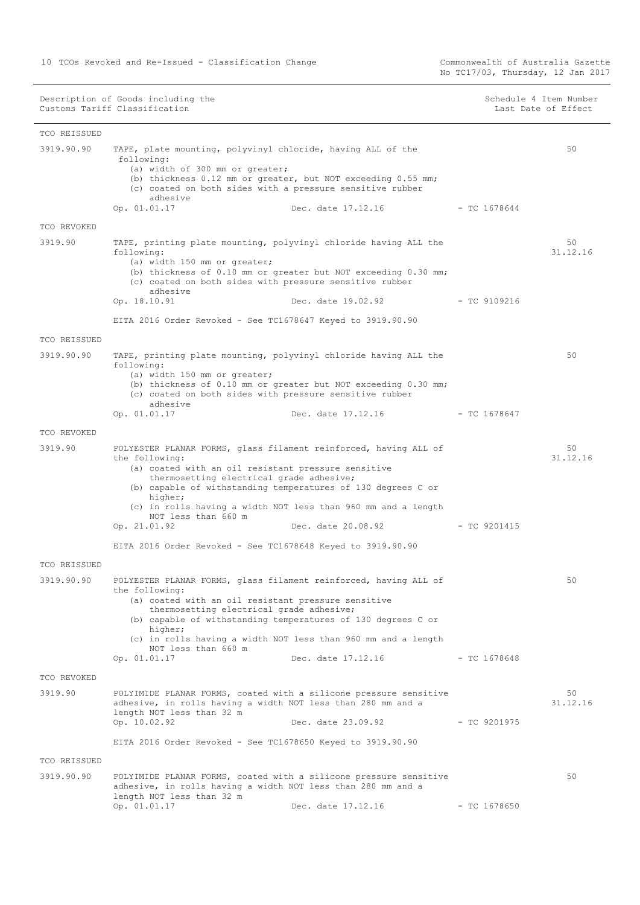| Description of Goods including the Customs Tariff Classification | | | | Schedule 4 Item Number Last Date of Effect |
|---|---|---|---|---|
| **TCO REISSUED** | | | | |
| 3919.90.90 | TAPE, plate mounting, polyvinyl chloride, having ALL of the following:<br>(a) width of 300 mm or greater;<br>(b) thickness 0.12 mm or greater, but NOT exceeding 0.55 mm;<br>(c) coated on both sides with a pressure sensitive rubber adhesive<br>Op. 01.01.17 | Dec. date 17.12.16 | - TC 1678644 | 50 |
| **TCO REVOKED** | | | | |
| 3919.90 | TAPE, printing plate mounting, polyvinyl chloride having ALL the following:<br>(a) width 150 mm or greater;<br>(b) thickness of 0.10 mm or greater but NOT exceeding 0.30 mm;<br>(c) coated on both sides with pressure sensitive rubber adhesive<br>Op. 18.10.91 | Dec. date 19.02.92 | - TC 9109216 | 50<br>31.12.16 |
| | EITA 2016 Order Revoked - See TC1678647 Keyed to 3919.90.90 | | | |
| **TCO REISSUED** | | | | |
| 3919.90.90 | TAPE, printing plate mounting, polyvinyl chloride having ALL the following:<br>(a) width 150 mm or greater;<br>(b) thickness of 0.10 mm or greater but NOT exceeding 0.30 mm;<br>(c) coated on both sides with pressure sensitive rubber adhesive<br>Op. 01.01.17 | Dec. date 17.12.16 | - TC 1678647 | 50 |
| **TCO REVOKED** | | | | |
| 3919.90 | POLYESTER PLANAR FORMS, glass filament reinforced, having ALL of the following:<br>(a) coated with an oil resistant pressure sensitive thermosetting electrical grade adhesive;<br>(b) capable of withstanding temperatures of 130 degrees C or higher;<br>(c) in rolls having a width NOT less than 960 mm and a length NOT less than 660 m<br>Op. 21.01.92 | Dec. date 20.08.92 | - TC 9201415 | 50<br>31.12.16 |
| | EITA 2016 Order Revoked - See TC1678648 Keyed to 3919.90.90 | | | |
| **TCO REISSUED** | | | | |
| 3919.90.90 | POLYESTER PLANAR FORMS, glass filament reinforced, having ALL of the following:<br>(a) coated with an oil resistant pressure sensitive thermosetting electrical grade adhesive;<br>(b) capable of withstanding temperatures of 130 degrees C or higher;<br>(c) in rolls having a width NOT less than 960 mm and a length NOT less than 660 m<br>Op. 01.01.17 | Dec. date 17.12.16 | - TC 1678648 | 50 |
| **TCO REVOKED** | | | | |
| 3919.90 | POLYIMIDE PLANAR FORMS, coated with a silicone pressure sensitive adhesive, in rolls having a width NOT less than 280 mm and a length NOT less than 32 m<br>Op. 10.02.92 | Dec. date 23.09.92 | - TC 9201975 | 50<br>31.12.16 |
| | EITA 2016 Order Revoked - See TC1678650 Keyed to 3919.90.90 | | | |
| **TCO REISSUED** | | | | |
| 3919.90.90 | POLYIMIDE PLANAR FORMS, coated with a silicone pressure sensitive adhesive, in rolls having a width NOT less than 280 mm and a length NOT less than 32 m<br>Op. 01.01.17 | Dec. date 17.12.16 | - TC 1678650 | 50 |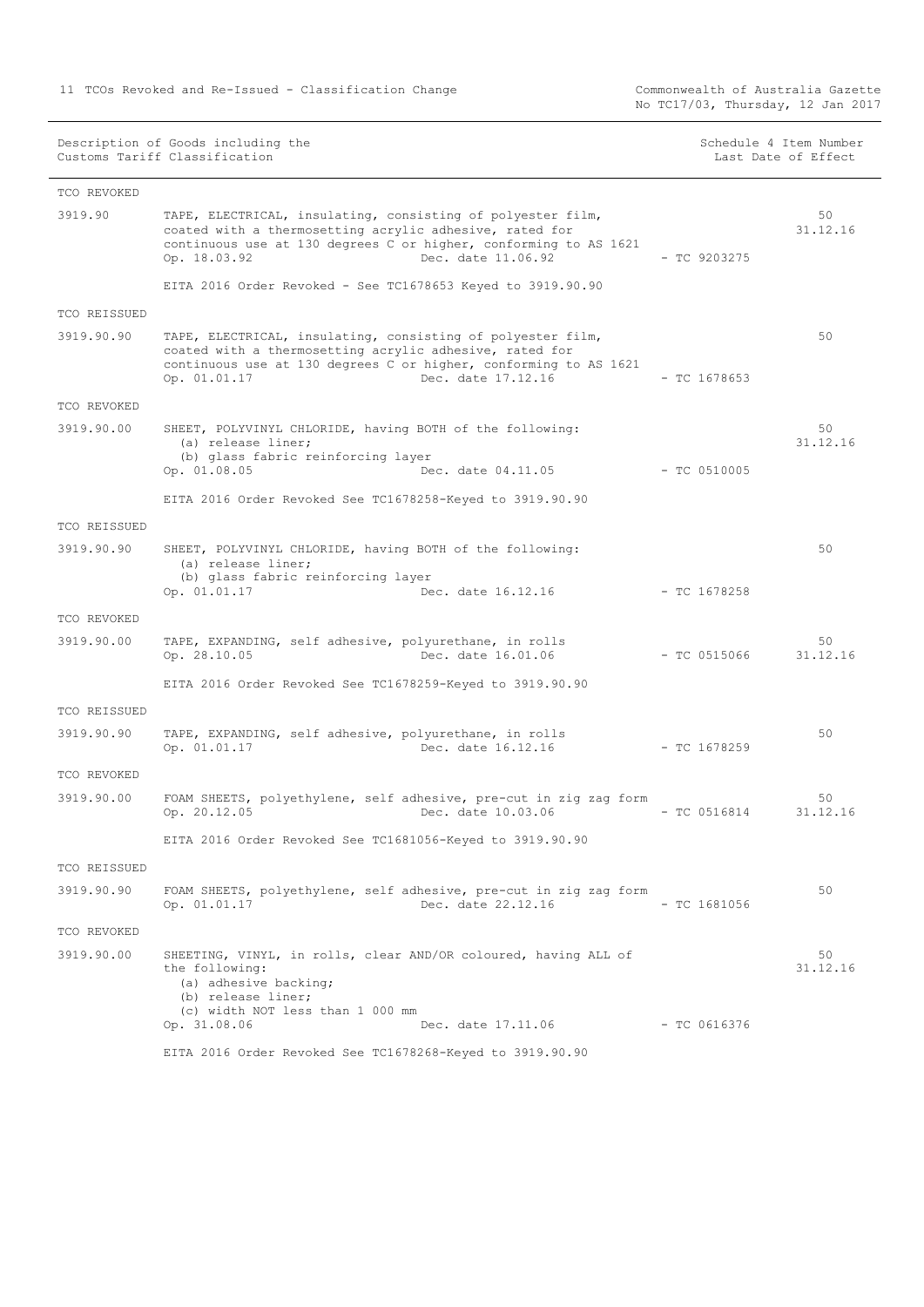| Description of Goods including the Customs Tariff Classification | | | Schedule 4 Item Number Last Date of Effect |
|---|---|---|---|
| TCO REVOKED | | | |
| 3919.90 | TAPE, ELECTRICAL, insulating, consisting of polyester film, coated with a thermosetting acrylic adhesive, rated for continuous use at 130 degrees C or higher, conforming to AS 1621<br>Op. 18.03.92 Dec. date 11.06.92 | - TC 9203275 | 50<br>31.12.16 |
| | EITA 2016 Order Revoked - See TC1678653 Keyed to 3919.90.90 | | |
| TCO REISSUED | | | |
| 3919.90.90 | TAPE, ELECTRICAL, insulating, consisting of polyester film, coated with a thermosetting acrylic adhesive, rated for continuous use at 130 degrees C or higher, conforming to AS 1621<br>Op. 01.01.17 Dec. date 17.12.16 | - TC 1678653 | 50 |
| TCO REVOKED | | | |
| 3919.90.00 | SHEET, POLYVINYL CHLORIDE, having BOTH of the following:<br>(a) release liner;<br>(b) glass fabric reinforcing layer<br>Op. 01.08.05 Dec. date 04.11.05 | - TC 0510005 | 50<br>31.12.16 |
| | EITA 2016 Order Revoked See TC1678258-Keyed to 3919.90.90 | | |
| TCO REISSUED | | | |
| 3919.90.90 | SHEET, POLYVINYL CHLORIDE, having BOTH of the following:<br>(a) release liner;<br>(b) glass fabric reinforcing layer<br>Op. 01.01.17 Dec. date 16.12.16 | - TC 1678258 | 50 |
| TCO REVOKED | | | |
| 3919.90.00 | TAPE, EXPANDING, self adhesive, polyurethane, in rolls<br>Op. 28.10.05 Dec. date 16.01.06 | - TC 0515066 | 50<br>31.12.16 |
| | EITA 2016 Order Revoked See TC1678259-Keyed to 3919.90.90 | | |
| TCO REISSUED | | | |
| 3919.90.90 | TAPE, EXPANDING, self adhesive, polyurethane, in rolls<br>Op. 01.01.17 Dec. date 16.12.16 | - TC 1678259 | 50 |
| TCO REVOKED | | | |
| 3919.90.00 | FOAM SHEETS, polyethylene, self adhesive, pre-cut in zig zag form<br>Op. 20.12.05 Dec. date 10.03.06 | - TC 0516814 | 50<br>31.12.16 |
| | EITA 2016 Order Revoked See TC1681056-Keyed to 3919.90.90 | | |
| TCO REISSUED | | | |
| 3919.90.90 | FOAM SHEETS, polyethylene, self adhesive, pre-cut in zig zag form<br>Op. 01.01.17 Dec. date 22.12.16 | - TC 1681056 | 50 |
| TCO REVOKED | | | |
| 3919.90.00 | SHEETING, VINYL, in rolls, clear AND/OR coloured, having ALL of the following:<br>(a) adhesive backing;<br>(b) release liner;<br>(c) width NOT less than 1 000 mm<br>Op. 31.08.06 Dec. date 17.11.06 | - TC 0616376 | 50<br>31.12.16 |
| | EITA 2016 Order Revoked See TC1678268-Keyed to 3919.90.90 | | |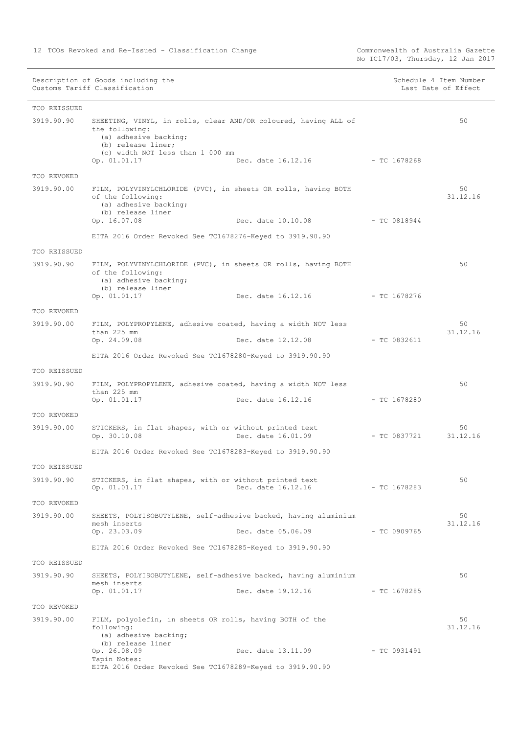| Description of Goods including the Customs Tariff Classification | | | Schedule 4 Item Number Last Date of Effect |
|---|---|---|---|
| TCO REISSUED | | | |
| 3919.90.90 | SHEETING, VINYL, in rolls, clear AND/OR coloured, having ALL of the following:<br>(a) adhesive backing;<br>(b) release liner;<br>(c) width NOT less than 1 000 mm<br>Op. 01.01.17 Dec. date 16.12.16 | - TC 1678268 | 50 |
| TCO REVOKED | | | |
| 3919.90.00 | FILM, POLYVINYLCHLORIDE (PVC), in sheets OR rolls, having BOTH of the following:<br>(a) adhesive backing;<br>(b) release liner<br>Op. 16.07.08 Dec. date 10.10.08 | - TC 0818944 | 50<br>31.12.16 |
| | EITA 2016 Order Revoked See TC1678276-Keyed to 3919.90.90 | | |
| TCO REISSUED | | | |
| 3919.90.90 | FILM, POLYVINYLCHLORIDE (PVC), in sheets OR rolls, having BOTH of the following:<br>(a) adhesive backing;<br>(b) release liner<br>Op. 01.01.17 Dec. date 16.12.16 | - TC 1678276 | 50 |
| TCO REVOKED | | | |
| 3919.90.00 | FILM, POLYPROPYLENE, adhesive coated, having a width NOT less than 225 mm<br>Op. 24.09.08 Dec. date 12.12.08 | - TC 0832611 | 50<br>31.12.16 |
| | EITA 2016 Order Revoked See TC1678280-Keyed to 3919.90.90 | | |
| TCO REISSUED | | | |
| 3919.90.90 | FILM, POLYPROPYLENE, adhesive coated, having a width NOT less than 225 mm<br>Op. 01.01.17 Dec. date 16.12.16 | - TC 1678280 | 50 |
| TCO REVOKED | | | |
| 3919.90.00 | STICKERS, in flat shapes, with or without printed text<br>Op. 30.10.08 Dec. date 16.01.09 | - TC 0837721 | 50<br>31.12.16 |
| | EITA 2016 Order Revoked See TC1678283-Keyed to 3919.90.90 | | |
| TCO REISSUED | | | |
| 3919.90.90 | STICKERS, in flat shapes, with or without printed text<br>Op. 01.01.17 Dec. date 16.12.16 | - TC 1678283 | 50 |
| TCO REVOKED | | | |
| 3919.90.00 | SHEETS, POLYISOBUTYLENE, self-adhesive backed, having aluminium mesh inserts<br>Op. 23.03.09 Dec. date 05.06.09 | - TC 0909765 | 50<br>31.12.16 |
| | EITA 2016 Order Revoked See TC1678285-Keyed to 3919.90.90 | | |
| TCO REISSUED | | | |
| 3919.90.90 | SHEETS, POLYISOBUTYLENE, self-adhesive backed, having aluminium mesh inserts<br>Op. 01.01.17 Dec. date 19.12.16 | - TC 1678285 | 50 |
| TCO REVOKED | | | |
| 3919.90.00 | FILM, polyolefin, in sheets OR rolls, having BOTH of the following:<br>(a) adhesive backing;<br>(b) release liner<br>Op. 26.08.09 Dec. date 13.11.09<br>Tapin Notes:<br>EITA 2016 Order Revoked See TC1678289-Keyed to 3919.90.90 | - TC 0931491 | 50<br>31.12.16 |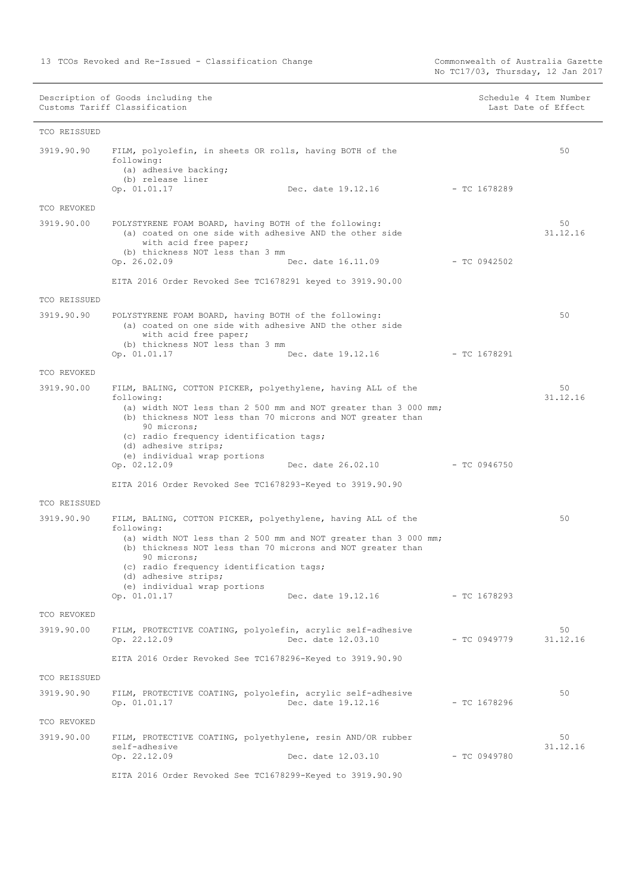| Description of Goods including the Customs Tariff Classification | | | Schedule 4 Item Number Last Date of Effect |
|---|---|---|---|
| **TCO REISSUED** | | | |
| 3919.90.90 | FILM, polyolefin, in sheets OR rolls, having BOTH of the following:<br>(a) adhesive backing;<br>(b) release liner<br>Op. 01.01.17 Dec. date 19.12.16 | - TC 1678289 | 50 |
| **TCO REVOKED** | | | |
| 3919.90.00 | POLYSTYRENE FOAM BOARD, having BOTH of the following:<br>(a) coated on one side with adhesive AND the other side with acid free paper;<br>(b) thickness NOT less than 3 mm<br>Op. 26.02.09 Dec. date 16.11.09<br><br>EITA 2016 Order Revoked See TC1678291 keyed to 3919.90.00 | - TC 0942502 | 50<br>31.12.16 |
| **TCO REISSUED** | | | |
| 3919.90.90 | POLYSTYRENE FOAM BOARD, having BOTH of the following:<br>(a) coated on one side with adhesive AND the other side with acid free paper;<br>(b) thickness NOT less than 3 mm<br>Op. 01.01.17 Dec. date 19.12.16 | - TC 1678291 | 50 |
| **TCO REVOKED** | | | |
| 3919.90.00 | FILM, BALING, COTTON PICKER, polyethylene, having ALL of the following:<br>(a) width NOT less than 2 500 mm and NOT greater than 3 000 mm;<br>(b) thickness NOT less than 70 microns and NOT greater than 90 microns;<br>(c) radio frequency identification tags;<br>(d) adhesive strips;<br>(e) individual wrap portions<br>Op. 02.12.09 Dec. date 26.02.10<br><br>EITA 2016 Order Revoked See TC1678293-Keyed to 3919.90.90 | - TC 0946750 | 50<br>31.12.16 |
| **TCO REISSUED** | | | |
| 3919.90.90 | FILM, BALING, COTTON PICKER, polyethylene, having ALL of the following:<br>(a) width NOT less than 2 500 mm and NOT greater than 3 000 mm;<br>(b) thickness NOT less than 70 microns and NOT greater than 90 microns;<br>(c) radio frequency identification tags;<br>(d) adhesive strips;<br>(e) individual wrap portions<br>Op. 01.01.17 Dec. date 19.12.16 | - TC 1678293 | 50 |
| **TCO REVOKED** | | | |
| 3919.90.00 | FILM, PROTECTIVE COATING, polyolefin, acrylic self-adhesive<br>Op. 22.12.09 Dec. date 12.03.10<br><br>EITA 2016 Order Revoked See TC1678296-Keyed to 3919.90.90 | - TC 0949779 | 50<br>31.12.16 |
| **TCO REISSUED** | | | |
| 3919.90.90 | FILM, PROTECTIVE COATING, polyolefin, acrylic self-adhesive<br>Op. 01.01.17 Dec. date 19.12.16 | - TC 1678296 | 50 |
| **TCO REVOKED** | | | |
| 3919.90.00 | FILM, PROTECTIVE COATING, polyethylene, resin AND/OR rubber self-adhesive<br>Op. 22.12.09 Dec. date 12.03.10<br><br>EITA 2016 Order Revoked See TC1678299-Keyed to 3919.90.90 | - TC 0949780 | 50<br>31.12.16 |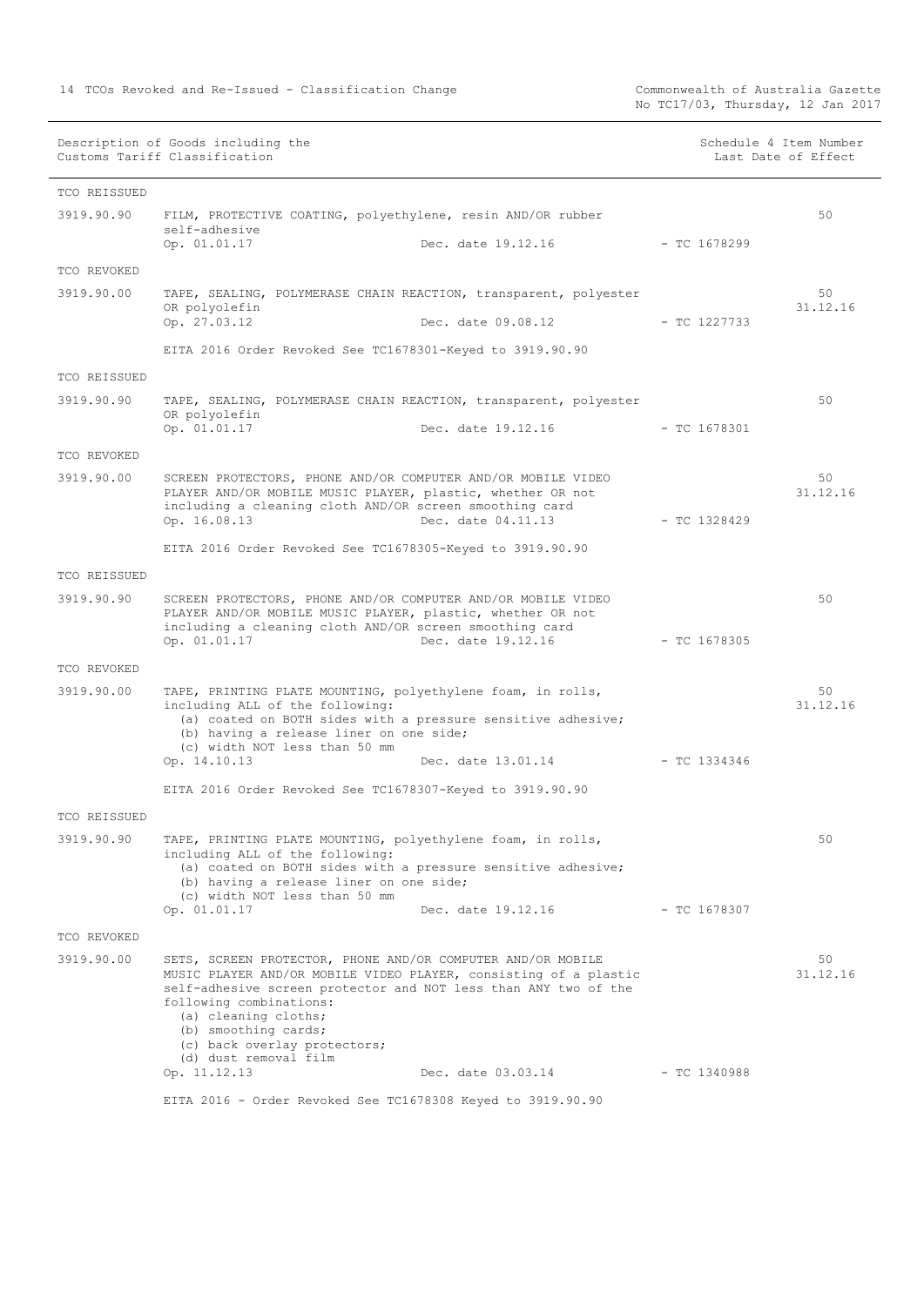| Description of Goods including the Customs Tariff Classification | | | Schedule 4 Item Number Last Date of Effect |
|---|---|---|---|
| **TCO REISSUED** | | | |
| 3919.90.90 | FILM, PROTECTIVE COATING, polyethylene, resin AND/OR rubber self-adhesive<br>Op. 01.01.17 Dec. date 19.12.16 - TC 1678299 | | 50 |
| **TCO REVOKED** | | | |
| 3919.90.00 | TAPE, SEALING, POLYMERASE CHAIN REACTION, transparent, polyester OR polyolefin<br>Op. 27.03.12 Dec. date 09.08.12 - TC 1227733<br><br>EITA 2016 Order Revoked See TC1678301-Keyed to 3919.90.90 | | 50<br>31.12.16 |
| **TCO REISSUED** | | | |
| 3919.90.90 | TAPE, SEALING, POLYMERASE CHAIN REACTION, transparent, polyester OR polyolefin<br>Op. 01.01.17 Dec. date 19.12.16 - TC 1678301 | | 50 |
| **TCO REVOKED** | | | |
| 3919.90.00 | SCREEN PROTECTORS, PHONE AND/OR COMPUTER AND/OR MOBILE VIDEO PLAYER AND/OR MOBILE MUSIC PLAYER, plastic, whether OR not including a cleaning cloth AND/OR screen smoothing card<br>Op. 16.08.13 Dec. date 04.11.13 - TC 1328429<br><br>EITA 2016 Order Revoked See TC1678305-Keyed to 3919.90.90 | | 50<br>31.12.16 |
| **TCO REISSUED** | | | |
| 3919.90.90 | SCREEN PROTECTORS, PHONE AND/OR COMPUTER AND/OR MOBILE VIDEO PLAYER AND/OR MOBILE MUSIC PLAYER, plastic, whether OR not including a cleaning cloth AND/OR screen smoothing card<br>Op. 01.01.17 Dec. date 19.12.16 - TC 1678305 | | 50 |
| **TCO REVOKED** | | | |
| 3919.90.00 | TAPE, PRINTING PLATE MOUNTING, polyethylene foam, in rolls, including ALL of the following:<br>(a) coated on BOTH sides with a pressure sensitive adhesive;<br>(b) having a release liner on one side;<br>(c) width NOT less than 50 mm<br>Op. 14.10.13 Dec. date 13.01.14 - TC 1334346<br><br>EITA 2016 Order Revoked See TC1678307-Keyed to 3919.90.90 | | 50<br>31.12.16 |
| **TCO REISSUED** | | | |
| 3919.90.90 | TAPE, PRINTING PLATE MOUNTING, polyethylene foam, in rolls, including ALL of the following:<br>(a) coated on BOTH sides with a pressure sensitive adhesive;<br>(b) having a release liner on one side;<br>(c) width NOT less than 50 mm<br>Op. 01.01.17 Dec. date 19.12.16 - TC 1678307 | | 50 |
| **TCO REVOKED** | | | |
| 3919.90.00 | SETS, SCREEN PROTECTOR, PHONE AND/OR COMPUTER AND/OR MOBILE MUSIC PLAYER AND/OR MOBILE VIDEO PLAYER, consisting of a plastic self-adhesive screen protector and NOT less than ANY two of the following combinations:<br>(a) cleaning cloths;<br>(b) smoothing cards;<br>(c) back overlay protectors;<br>(d) dust removal film<br>Op. 11.12.13 Dec. date 03.03.14 - TC 1340988<br><br>EITA 2016 - Order Revoked See TC1678308 Keyed to 3919.90.90 | | 50<br>31.12.16 |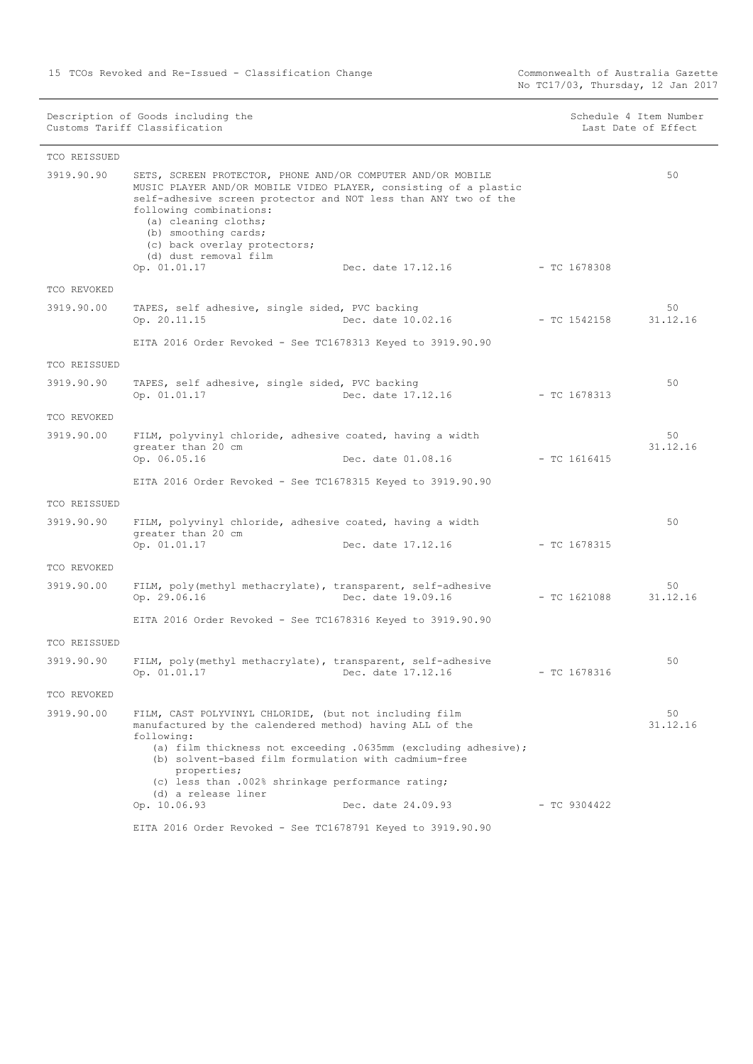| | Description of Goods including the Customs Tariff Classification | | | Schedule 4 Item Number Last Date of Effect |
|---|---|---|---|---|
| TCO REISSUED | | | | |
| 3919.90.90 | SETS, SCREEN PROTECTOR, PHONE AND/OR COMPUTER AND/OR MOBILE MUSIC PLAYER AND/OR MOBILE VIDEO PLAYER, consisting of a plastic self-adhesive screen protector and NOT less than ANY two of the following combinations:<br>(a) cleaning cloths;<br>(b) smoothing cards;<br>(c) back overlay protectors;<br>(d) dust removal film<br>Op. 01.01.17 | Dec. date 17.12.16 | - TC 1678308 | 50 |
| TCO REVOKED | | | | |
| 3919.90.00 | TAPES, self adhesive, single sided, PVC backing<br>Op. 20.11.15 | Dec. date 10.02.16 | - TC 1542158 | 50<br>31.12.16 |
| | EITA 2016 Order Revoked - See TC1678313 Keyed to 3919.90.90 | | | |
| TCO REISSUED | | | | |
| 3919.90.90 | TAPES, self adhesive, single sided, PVC backing<br>Op. 01.01.17 | Dec. date 17.12.16 | - TC 1678313 | 50 |
| TCO REVOKED | | | | |
| 3919.90.00 | FILM, polyvinyl chloride, adhesive coated, having a width greater than 20 cm<br>Op. 06.05.16 | Dec. date 01.08.16 | - TC 1616415 | 50<br>31.12.16 |
| | EITA 2016 Order Revoked - See TC1678315 Keyed to 3919.90.90 | | | |
| TCO REISSUED | | | | |
| 3919.90.90 | FILM, polyvinyl chloride, adhesive coated, having a width greater than 20 cm<br>Op. 01.01.17 | Dec. date 17.12.16 | - TC 1678315 | 50 |
| TCO REVOKED | | | | |
| 3919.90.00 | FILM, poly(methyl methacrylate), transparent, self-adhesive<br>Op. 29.06.16 | Dec. date 19.09.16 | - TC 1621088 | 50<br>31.12.16 |
| | EITA 2016 Order Revoked - See TC1678316 Keyed to 3919.90.90 | | | |
| TCO REISSUED | | | | |
| 3919.90.90 | FILM, poly(methyl methacrylate), transparent, self-adhesive<br>Op. 01.01.17 | Dec. date 17.12.16 | - TC 1678316 | 50 |
| TCO REVOKED | | | | |
| 3919.90.00 | FILM, CAST POLYVINYL CHLORIDE, (but not including film manufactured by the calendered method) having ALL of the following:<br>(a) film thickness not exceeding .0635mm (excluding adhesive);<br>(b) solvent-based film formulation with cadmium-free properties;<br>(c) less than .002% shrinkage performance rating;<br>(d) a release liner<br>Op. 10.06.93 | Dec. date 24.09.93 | - TC 9304422 | 50<br>31.12.16 |
| | EITA 2016 Order Revoked - See TC1678791 Keyed to 3919.90.90 | | | |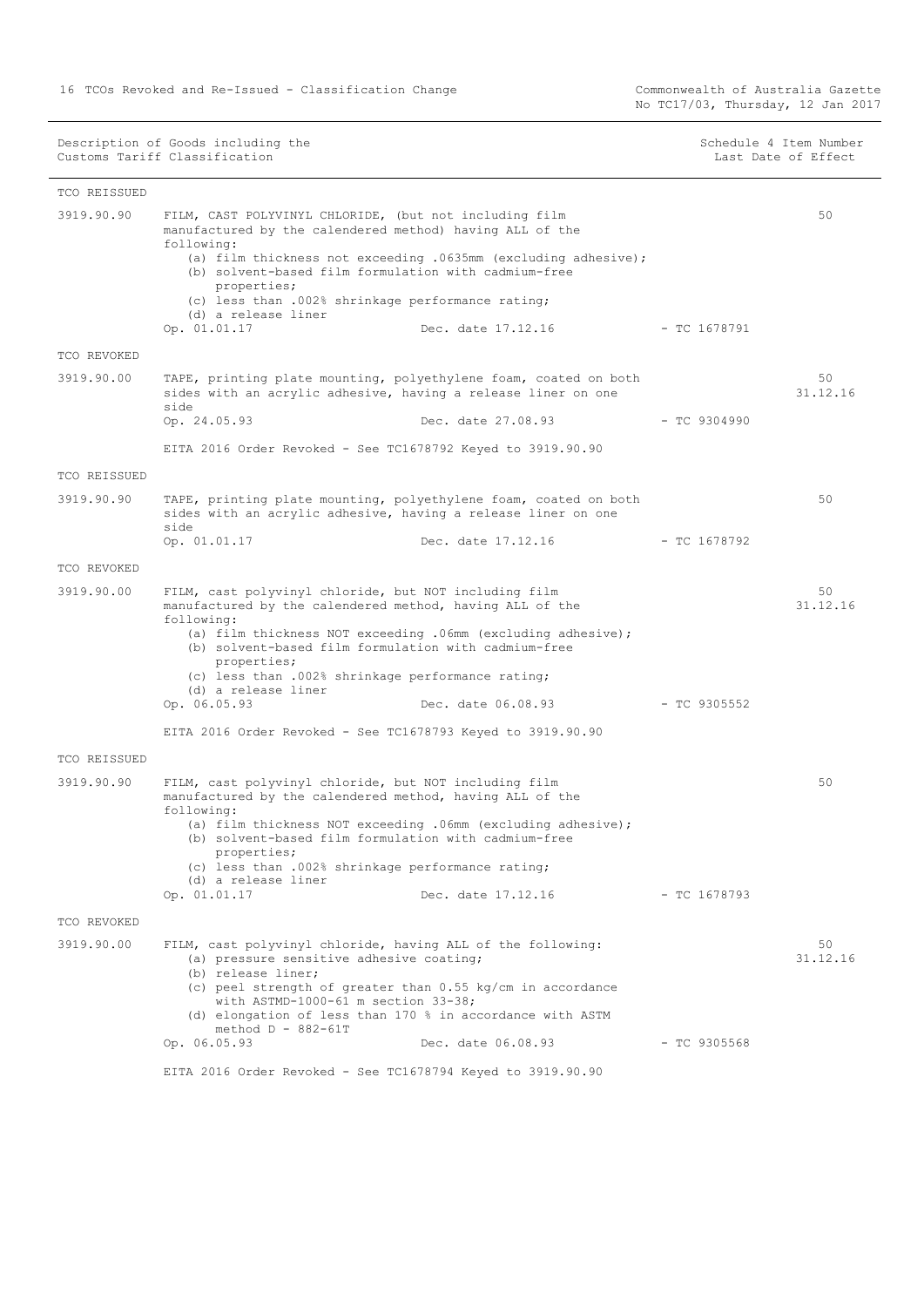| Description of Goods including the Customs Tariff Classification | | | | Schedule 4 Item Number Last Date of Effect |
|---|---|---|---|---|
| TCO REISSUED | | | | |
| 3919.90.90 | FILM, CAST POLYVINYL CHLORIDE, (but not including film manufactured by the calendered method) having ALL of the following:<br>(a) film thickness not exceeding .0635mm (excluding adhesive);<br>(b) solvent-based film formulation with cadmium-free properties;<br>(c) less than .002% shrinkage performance rating;<br>(d) a release liner<br>Op. 01.01.17 | Dec. date 17.12.16 | - TC 1678791 | 50 |
| TCO REVOKED | | | | |
| 3919.90.00 | TAPE, printing plate mounting, polyethylene foam, coated on both sides with an acrylic adhesive, having a release liner on one side<br>Op. 24.05.93 | Dec. date 27.08.93 | - TC 9304990 | 50<br>31.12.16 |
| | EITA 2016 Order Revoked - See TC1678792 Keyed to 3919.90.90 | | | |
| TCO REISSUED | | | | |
| 3919.90.90 | TAPE, printing plate mounting, polyethylene foam, coated on both sides with an acrylic adhesive, having a release liner on one side<br>Op. 01.01.17 | Dec. date 17.12.16 | - TC 1678792 | 50 |
| TCO REVOKED | | | | |
| 3919.90.00 | FILM, cast polyvinyl chloride, but NOT including film manufactured by the calendered method, having ALL of the following:<br>(a) film thickness NOT exceeding .06mm (excluding adhesive);<br>(b) solvent-based film formulation with cadmium-free properties;<br>(c) less than .002% shrinkage performance rating;<br>(d) a release liner<br>Op. 06.05.93 | Dec. date 06.08.93 | - TC 9305552 | 50<br>31.12.16 |
| | EITA 2016 Order Revoked - See TC1678793 Keyed to 3919.90.90 | | | |
| TCO REISSUED | | | | |
| 3919.90.90 | FILM, cast polyvinyl chloride, but NOT including film manufactured by the calendered method, having ALL of the following:<br>(a) film thickness NOT exceeding .06mm (excluding adhesive);<br>(b) solvent-based film formulation with cadmium-free properties;<br>(c) less than .002% shrinkage performance rating;<br>(d) a release liner<br>Op. 01.01.17 | Dec. date 17.12.16 | - TC 1678793 | 50 |
| TCO REVOKED | | | | |
| 3919.90.00 | FILM, cast polyvinyl chloride, having ALL of the following:<br>(a) pressure sensitive adhesive coating;<br>(b) release liner;<br>(c) peel strength of greater than 0.55 kg/cm in accordance with ASTMD-1000-61 m section 33-38;<br>(d) elongation of less than 170 % in accordance with ASTM method D - 882-61T<br>Op. 06.05.93 | Dec. date 06.08.93 | - TC 9305568 | 50<br>31.12.16 |
| | EITA 2016 Order Revoked - See TC1678794 Keyed to 3919.90.90 | | | |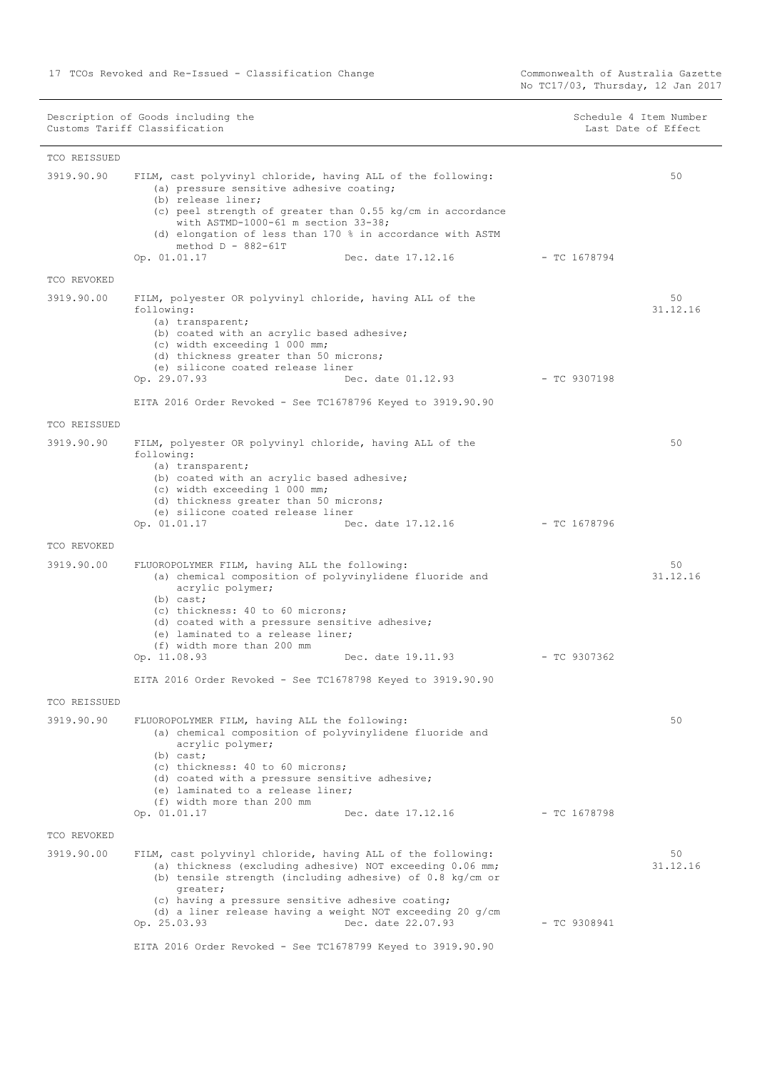| Description of Goods including the Customs Tariff Classification | | | Schedule 4 Item Number Last Date of Effect |
|---|---|---|---|

**TCO REISSUED**

3919.90.90 FILM, cast polyvinyl chloride, having ALL of the following:
(a) pressure sensitive adhesive coating;
(b) release liner;
(c) peel strength of greater than 0.55 kg/cm in accordance with ASTMD-1000-61 m section 33-38;
(d) elongation of less than 170 % in accordance with ASTM method D - 882-61T

Op. 01.01.17 Dec. date 17.12.16 - TC 1678794 — 50

**TCO REVOKED**

3919.90.00 FILM, polyester OR polyvinyl chloride, having ALL of the following:
(a) transparent;
(b) coated with an acrylic based adhesive;
(c) width exceeding 1 000 mm;
(d) thickness greater than 50 microns;
(e) silicone coated release liner

Op. 29.07.93 Dec. date 01.12.93 - TC 9307198 — 50, 31.12.16

EITA 2016 Order Revoked - See TC1678796 Keyed to 3919.90.90

**TCO REISSUED**

3919.90.90 FILM, polyester OR polyvinyl chloride, having ALL of the following:
(a) transparent;
(b) coated with an acrylic based adhesive;
(c) width exceeding 1 000 mm;
(d) thickness greater than 50 microns;
(e) silicone coated release liner

Op. 01.01.17 Dec. date 17.12.16 - TC 1678796 — 50

**TCO REVOKED**

3919.90.00 FLUOROPOLYMER FILM, having ALL the following:
(a) chemical composition of polyvinylidene fluoride and acrylic polymer;
(b) cast;
(c) thickness: 40 to 60 microns;
(d) coated with a pressure sensitive adhesive;
(e) laminated to a release liner;
(f) width more than 200 mm

Op. 11.08.93 Dec. date 19.11.93 - TC 9307362 — 50, 31.12.16

EITA 2016 Order Revoked - See TC1678798 Keyed to 3919.90.90

**TCO REISSUED**

3919.90.90 FLUOROPOLYMER FILM, having ALL the following:
(a) chemical composition of polyvinylidene fluoride and acrylic polymer;
(b) cast;
(c) thickness: 40 to 60 microns;
(d) coated with a pressure sensitive adhesive;
(e) laminated to a release liner;
(f) width more than 200 mm

Op. 01.01.17 Dec. date 17.12.16 - TC 1678798 — 50

**TCO REVOKED**

3919.90.00 FILM, cast polyvinyl chloride, having ALL of the following:
(a) thickness (excluding adhesive) NOT exceeding 0.06 mm;
(b) tensile strength (including adhesive) of 0.8 kg/cm or greater;
(c) having a pressure sensitive adhesive coating;
(d) a liner release having a weight NOT exceeding 20 g/cm

Op. 25.03.93 Dec. date 22.07.93 - TC 9308941 — 50, 31.12.16

EITA 2016 Order Revoked - See TC1678799 Keyed to 3919.90.90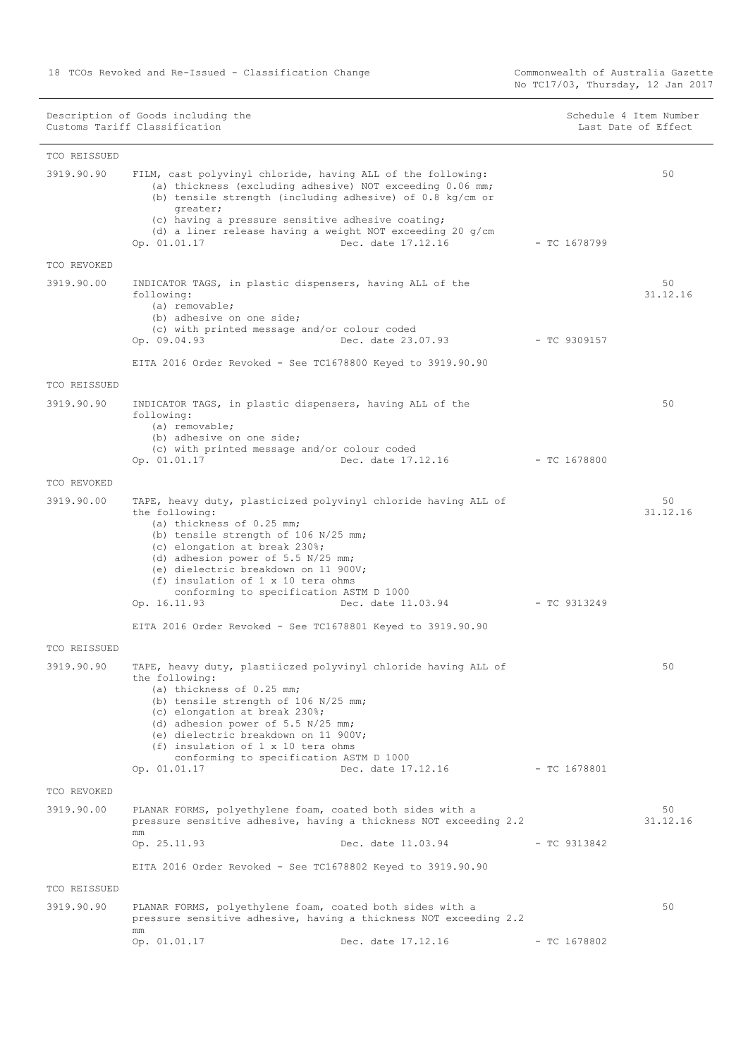| Description of Goods including the Customs Tariff Classification | | | Schedule 4 Item Number Last Date of Effect |
|---|---|---|---|
| **TCO REISSUED** | | | |
| 3919.90.90 | FILM, cast polyvinyl chloride, having ALL of the following:<br>(a) thickness (excluding adhesive) NOT exceeding 0.06 mm;<br>(b) tensile strength (including adhesive) of 0.8 kg/cm or greater;<br>(c) having a pressure sensitive adhesive coating;<br>(d) a liner release having a weight NOT exceeding 20 g/cm<br>Op. 01.01.17 Dec. date 17.12.16 | - TC 1678799 | 50 |
| **TCO REVOKED** | | | |
| 3919.90.00 | INDICATOR TAGS, in plastic dispensers, having ALL of the following:<br>(a) removable;<br>(b) adhesive on one side;<br>(c) with printed message and/or colour coded<br>Op. 09.04.93 Dec. date 23.07.93<br><br>EITA 2016 Order Revoked - See TC1678800 Keyed to 3919.90.90 | - TC 9309157 | 50<br>31.12.16 |
| **TCO REISSUED** | | | |
| 3919.90.90 | INDICATOR TAGS, in plastic dispensers, having ALL of the following:<br>(a) removable;<br>(b) adhesive on one side;<br>(c) with printed message and/or colour coded<br>Op. 01.01.17 Dec. date 17.12.16 | - TC 1678800 | 50 |
| **TCO REVOKED** | | | |
| 3919.90.00 | TAPE, heavy duty, plasticized polyvinyl chloride having ALL of the following:<br>(a) thickness of 0.25 mm;<br>(b) tensile strength of 106 N/25 mm;<br>(c) elongation at break 230%;<br>(d) adhesion power of 5.5 N/25 mm;<br>(e) dielectric breakdown on 11 900V;<br>(f) insulation of 1 x 10 tera ohms conforming to specification ASTM D 1000<br>Op. 16.11.93 Dec. date 11.03.94<br><br>EITA 2016 Order Revoked - See TC1678801 Keyed to 3919.90.90 | - TC 9313249 | 50<br>31.12.16 |
| **TCO REISSUED** | | | |
| 3919.90.90 | TAPE, heavy duty, plastiiczed polyvinyl chloride having ALL of the following:<br>(a) thickness of 0.25 mm;<br>(b) tensile strength of 106 N/25 mm;<br>(c) elongation at break 230%;<br>(d) adhesion power of 5.5 N/25 mm;<br>(e) dielectric breakdown on 11 900V;<br>(f) insulation of 1 x 10 tera ohms conforming to specification ASTM D 1000<br>Op. 01.01.17 Dec. date 17.12.16 | - TC 1678801 | 50 |
| **TCO REVOKED** | | | |
| 3919.90.00 | PLANAR FORMS, polyethylene foam, coated both sides with a pressure sensitive adhesive, having a thickness NOT exceeding 2.2 mm<br>Op. 25.11.93 Dec. date 11.03.94<br><br>EITA 2016 Order Revoked - See TC1678802 Keyed to 3919.90.90 | - TC 9313842 | 50<br>31.12.16 |
| **TCO REISSUED** | | | |
| 3919.90.90 | PLANAR FORMS, polyethylene foam, coated both sides with a pressure sensitive adhesive, having a thickness NOT exceeding 2.2 mm<br>Op. 01.01.17 Dec. date 17.12.16 | - TC 1678802 | 50 |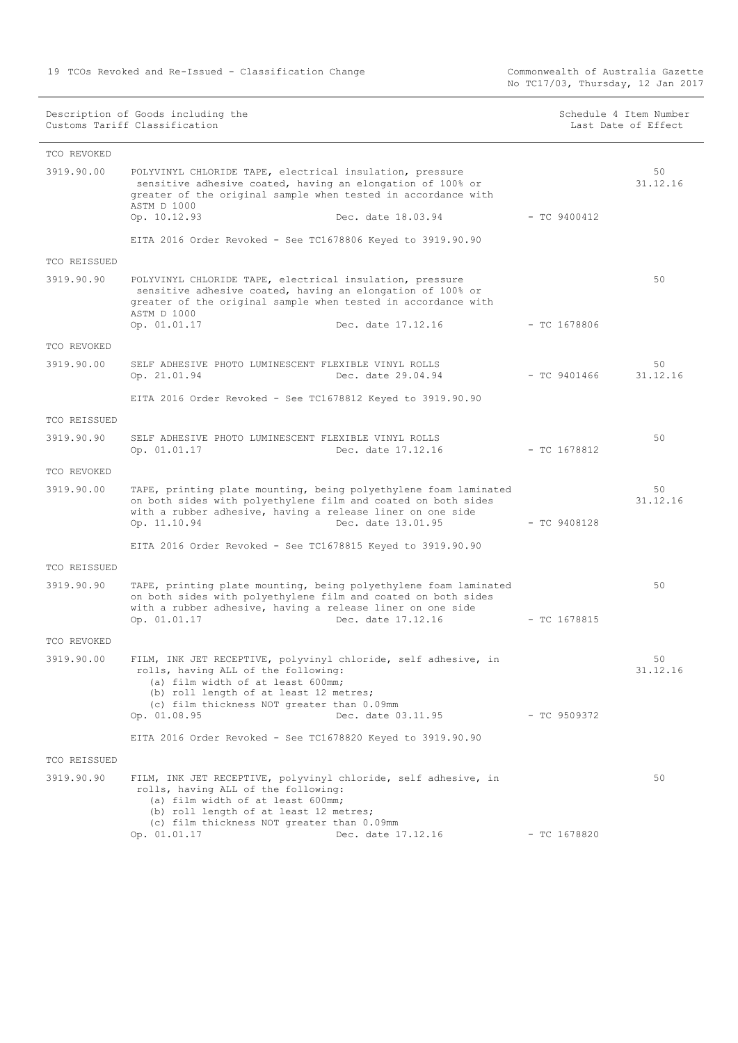| Description of Goods including the Customs Tariff Classification | | | Schedule 4 Item Number Last Date of Effect |
|---|---|---|---|
| **TCO REVOKED** | | | |
| 3919.90.00 | POLYVINYL CHLORIDE TAPE, electrical insulation, pressure sensitive adhesive coated, having an elongation of 100% or greater of the original sample when tested in accordance with ASTM D 1000<br>Op. 10.12.93 Dec. date 18.03.94 | - TC 9400412 | 50<br>31.12.16 |
| | EITA 2016 Order Revoked - See TC1678806 Keyed to 3919.90.90 | | |
| **TCO REISSUED** | | | |
| 3919.90.90 | POLYVINYL CHLORIDE TAPE, electrical insulation, pressure sensitive adhesive coated, having an elongation of 100% or greater of the original sample when tested in accordance with ASTM D 1000<br>Op. 01.01.17 Dec. date 17.12.16 | - TC 1678806 | 50 |
| **TCO REVOKED** | | | |
| 3919.90.00 | SELF ADHESIVE PHOTO LUMINESCENT FLEXIBLE VINYL ROLLS<br>Op. 21.01.94 Dec. date 29.04.94 | - TC 9401466 | 50<br>31.12.16 |
| | EITA 2016 Order Revoked - See TC1678812 Keyed to 3919.90.90 | | |
| **TCO REISSUED** | | | |
| 3919.90.90 | SELF ADHESIVE PHOTO LUMINESCENT FLEXIBLE VINYL ROLLS<br>Op. 01.01.17 Dec. date 17.12.16 | - TC 1678812 | 50 |
| **TCO REVOKED** | | | |
| 3919.90.00 | TAPE, printing plate mounting, being polyethylene foam laminated on both sides with polyethylene film and coated on both sides with a rubber adhesive, having a release liner on one side<br>Op. 11.10.94 Dec. date 13.01.95 | - TC 9408128 | 50<br>31.12.16 |
| | EITA 2016 Order Revoked - See TC1678815 Keyed to 3919.90.90 | | |
| **TCO REISSUED** | | | |
| 3919.90.90 | TAPE, printing plate mounting, being polyethylene foam laminated on both sides with polyethylene film and coated on both sides with a rubber adhesive, having a release liner on one side<br>Op. 01.01.17 Dec. date 17.12.16 | - TC 1678815 | 50 |
| **TCO REVOKED** | | | |
| 3919.90.00 | FILM, INK JET RECEPTIVE, polyvinyl chloride, self adhesive, in rolls, having ALL of the following:<br>(a) film width of at least 600mm;<br>(b) roll length of at least 12 metres;<br>(c) film thickness NOT greater than 0.09mm<br>Op. 01.08.95 Dec. date 03.11.95 | - TC 9509372 | 50<br>31.12.16 |
| | EITA 2016 Order Revoked - See TC1678820 Keyed to 3919.90.90 | | |
| **TCO REISSUED** | | | |
| 3919.90.90 | FILM, INK JET RECEPTIVE, polyvinyl chloride, self adhesive, in rolls, having ALL of the following:<br>(a) film width of at least 600mm;<br>(b) roll length of at least 12 metres;<br>(c) film thickness NOT greater than 0.09mm<br>Op. 01.01.17 Dec. date 17.12.16 | - TC 1678820 | 50 |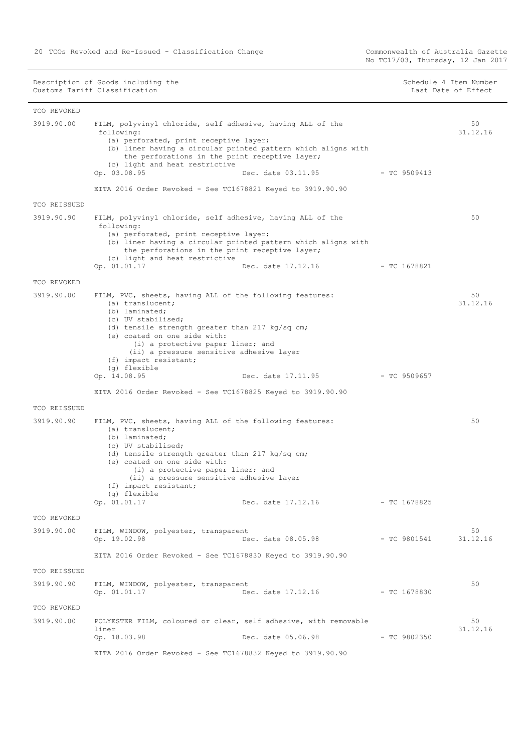| Description of Goods including the Customs Tariff Classification | | | Schedule 4 Item Number Last Date of Effect |
|---|---|---|---|
| **TCO REVOKED** | | | |
| 3919.90.00 | FILM, polyvinyl chloride, self adhesive, having ALL of the following:<br>(a) perforated, print receptive layer;<br>(b) liner having a circular printed pattern which aligns with the perforations in the print receptive layer;<br>(c) light and heat restrictive<br>Op. 03.08.95 Dec. date 03.11.95 - TC 9509413<br><br>EITA 2016 Order Revoked - See TC1678821 Keyed to 3919.90.90 | | 50<br>31.12.16 |
| **TCO REISSUED** | | | |
| 3919.90.90 | FILM, polyvinyl chloride, self adhesive, having ALL of the following:<br>(a) perforated, print receptive layer;<br>(b) liner having a circular printed pattern which aligns with the perforations in the print receptive layer;<br>(c) light and heat restrictive<br>Op. 01.01.17 Dec. date 17.12.16 - TC 1678821 | | 50 |
| **TCO REVOKED** | | | |
| 3919.90.00 | FILM, PVC, sheets, having ALL of the following features:<br>(a) translucent;<br>(b) laminated;<br>(c) UV stabilised;<br>(d) tensile strength greater than 217 kg/sq cm;<br>(e) coated on one side with:<br>(i) a protective paper liner; and<br>(ii) a pressure sensitive adhesive layer<br>(f) impact resistant;<br>(g) flexible<br>Op. 14.08.95 Dec. date 17.11.95 - TC 9509657<br><br>EITA 2016 Order Revoked - See TC1678825 Keyed to 3919.90.90 | | 50<br>31.12.16 |
| **TCO REISSUED** | | | |
| 3919.90.90 | FILM, PVC, sheets, having ALL of the following features:<br>(a) translucent;<br>(b) laminated;<br>(c) UV stabilised;<br>(d) tensile strength greater than 217 kg/sq cm;<br>(e) coated on one side with:<br>(i) a protective paper liner; and<br>(ii) a pressure sensitive adhesive layer<br>(f) impact resistant;<br>(g) flexible<br>Op. 01.01.17 Dec. date 17.12.16 - TC 1678825 | | 50 |
| **TCO REVOKED** | | | |
| 3919.90.00 | FILM, WINDOW, polyester, transparent<br>Op. 19.02.98 Dec. date 08.05.98 - TC 9801541<br><br>EITA 2016 Order Revoked - See TC1678830 Keyed to 3919.90.90 | | 50<br>31.12.16 |
| **TCO REISSUED** | | | |
| 3919.90.90 | FILM, WINDOW, polyester, transparent<br>Op. 01.01.17 Dec. date 17.12.16 - TC 1678830 | | 50 |
| **TCO REVOKED** | | | |
| 3919.90.00 | POLYESTER FILM, coloured or clear, self adhesive, with removable liner<br>Op. 18.03.98 Dec. date 05.06.98 - TC 9802350<br><br>EITA 2016 Order Revoked - See TC1678832 Keyed to 3919.90.90 | | 50<br>31.12.16 |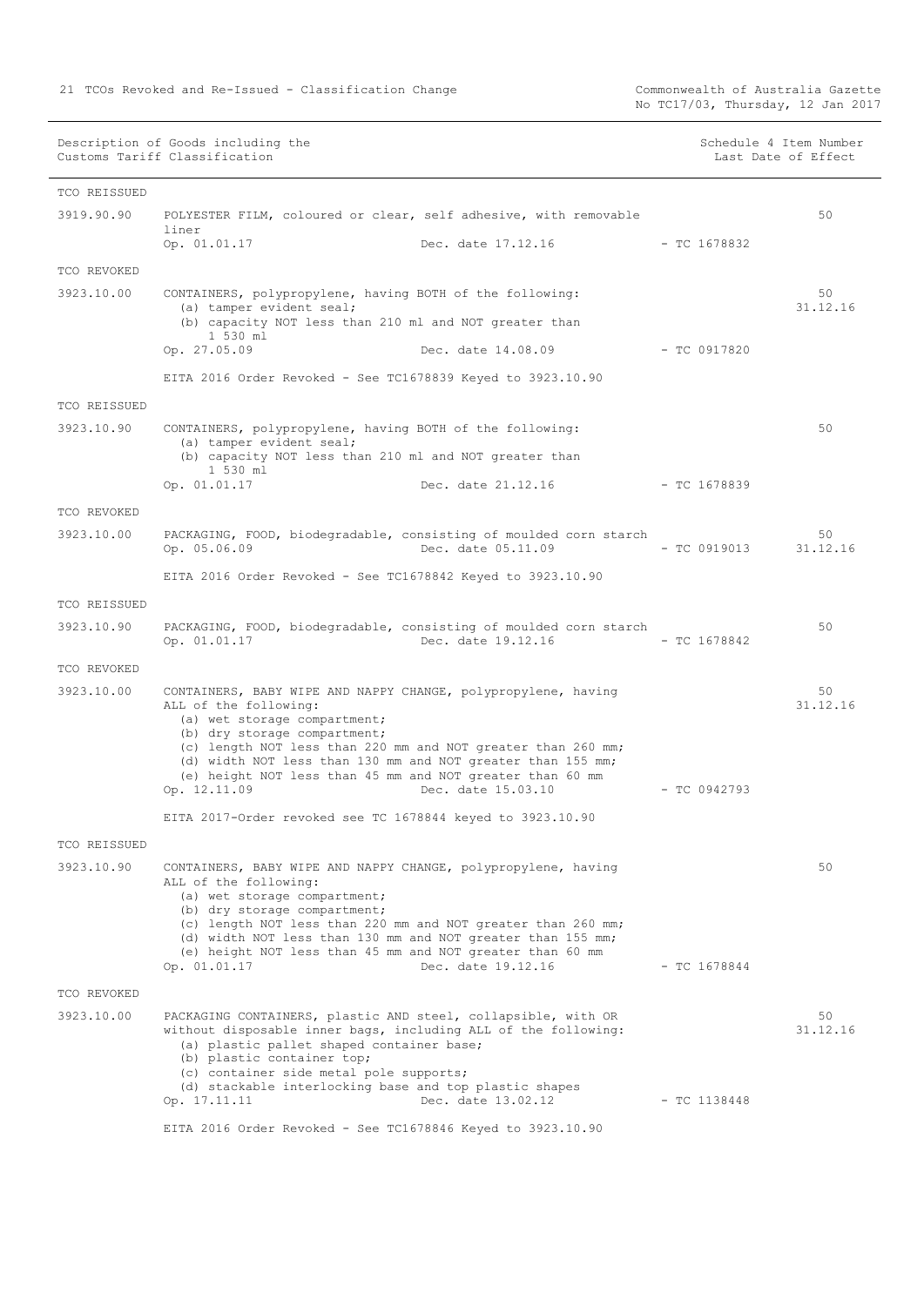| Description of Goods including the Customs Tariff Classification | | | | Schedule 4 Item Number Last Date of Effect |
|---|---|---|---|---|
| TCO REISSUED | | | | |
| 3919.90.90 | POLYESTER FILM, coloured or clear, self adhesive, with removable liner | | | 50 |
| | Op. 01.01.17 | Dec. date 17.12.16 | - TC 1678832 | |
| TCO REVOKED | | | | |
| 3923.10.00 | CONTAINERS, polypropylene, having BOTH of the following:<br>(a) tamper evident seal;<br>(b) capacity NOT less than 210 ml and NOT greater than 1 530 ml | | | 50<br>31.12.16 |
| | Op. 27.05.09 | Dec. date 14.08.09 | - TC 0917820 | |
| | EITA 2016 Order Revoked - See TC1678839 Keyed to 3923.10.90 | | | |
| TCO REISSUED | | | | |
| 3923.10.90 | CONTAINERS, polypropylene, having BOTH of the following:<br>(a) tamper evident seal;<br>(b) capacity NOT less than 210 ml and NOT greater than 1 530 ml | | | 50 |
| | Op. 01.01.17 | Dec. date 21.12.16 | - TC 1678839 | |
| TCO REVOKED | | | | |
| 3923.10.00 | PACKAGING, FOOD, biodegradable, consisting of moulded corn starch | | | 50 |
| | Op. 05.06.09 | Dec. date 05.11.09 | - TC 0919013 | 31.12.16 |
| | EITA 2016 Order Revoked - See TC1678842 Keyed to 3923.10.90 | | | |
| TCO REISSUED | | | | |
| 3923.10.90 | PACKAGING, FOOD, biodegradable, consisting of moulded corn starch | | | 50 |
| | Op. 01.01.17 | Dec. date 19.12.16 | - TC 1678842 | |
| TCO REVOKED | | | | |
| 3923.10.00 | CONTAINERS, BABY WIPE AND NAPPY CHANGE, polypropylene, having ALL of the following:<br>(a) wet storage compartment;<br>(b) dry storage compartment;<br>(c) length NOT less than 220 mm and NOT greater than 260 mm;<br>(d) width NOT less than 130 mm and NOT greater than 155 mm;<br>(e) height NOT less than 45 mm and NOT greater than 60 mm | | | 50<br>31.12.16 |
| | Op. 12.11.09 | Dec. date 15.03.10 | - TC 0942793 | |
| | EITA 2017-Order revoked see TC 1678844 keyed to 3923.10.90 | | | |
| TCO REISSUED | | | | |
| 3923.10.90 | CONTAINERS, BABY WIPE AND NAPPY CHANGE, polypropylene, having ALL of the following:<br>(a) wet storage compartment;<br>(b) dry storage compartment;<br>(c) length NOT less than 220 mm and NOT greater than 260 mm;<br>(d) width NOT less than 130 mm and NOT greater than 155 mm;<br>(e) height NOT less than 45 mm and NOT greater than 60 mm | | | 50 |
| | Op. 01.01.17 | Dec. date 19.12.16 | - TC 1678844 | |
| TCO REVOKED | | | | |
| 3923.10.00 | PACKAGING CONTAINERS, plastic AND steel, collapsible, with OR without disposable inner bags, including ALL of the following:<br>(a) plastic pallet shaped container base;<br>(b) plastic container top;<br>(c) container side metal pole supports;<br>(d) stackable interlocking base and top plastic shapes | | | 50<br>31.12.16 |
| | Op. 17.11.11 | Dec. date 13.02.12 | - TC 1138448 | |
| | EITA 2016 Order Revoked - See TC1678846 Keyed to 3923.10.90 | | | |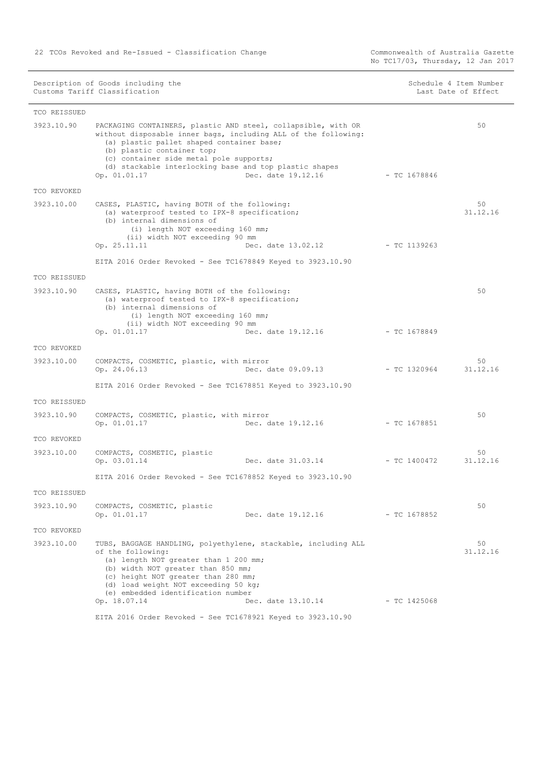| Description of Goods including the Customs Tariff Classification | | | Schedule 4 Item Number Last Date of Effect |
|---|---|---|---|
| TCO REISSUED | | | |
| 3923.10.90 | PACKAGING CONTAINERS, plastic AND steel, collapsible, with OR without disposable inner bags, including ALL of the following:<br>(a) plastic pallet shaped container base;<br>(b) plastic container top;<br>(c) container side metal pole supports;<br>(d) stackable interlocking base and top plastic shapes<br>Op. 01.01.17 Dec. date 19.12.16 | - TC 1678846 | 50 |
| TCO REVOKED | | | |
| 3923.10.00 | CASES, PLASTIC, having BOTH of the following:<br>(a) waterproof tested to IPX-8 specification;<br>(b) internal dimensions of<br>(i) length NOT exceeding 160 mm;<br>(ii) width NOT exceeding 90 mm<br>Op. 25.11.11 Dec. date 13.02.12<br><br>EITA 2016 Order Revoked - See TC1678849 Keyed to 3923.10.90 | - TC 1139263 | 50<br>31.12.16 |
| TCO REISSUED | | | |
| 3923.10.90 | CASES, PLASTIC, having BOTH of the following:<br>(a) waterproof tested to IPX-8 specification;<br>(b) internal dimensions of<br>(i) length NOT exceeding 160 mm;<br>(ii) width NOT exceeding 90 mm<br>Op. 01.01.17 Dec. date 19.12.16 | - TC 1678849 | 50 |
| TCO REVOKED | | | |
| 3923.10.00 | COMPACTS, COSMETIC, plastic, with mirror<br>Op. 24.06.13 Dec. date 09.09.13<br><br>EITA 2016 Order Revoked - See TC1678851 Keyed to 3923.10.90 | - TC 1320964 | 50<br>31.12.16 |
| TCO REISSUED | | | |
| 3923.10.90 | COMPACTS, COSMETIC, plastic, with mirror<br>Op. 01.01.17 Dec. date 19.12.16 | - TC 1678851 | 50 |
| TCO REVOKED | | | |
| 3923.10.00 | COMPACTS, COSMETIC, plastic<br>Op. 03.01.14 Dec. date 31.03.14<br><br>EITA 2016 Order Revoked - See TC1678852 Keyed to 3923.10.90 | - TC 1400472 | 50<br>31.12.16 |
| TCO REISSUED | | | |
| 3923.10.90 | COMPACTS, COSMETIC, plastic<br>Op. 01.01.17 Dec. date 19.12.16 | - TC 1678852 | 50 |
| TCO REVOKED | | | |
| 3923.10.00 | TUBS, BAGGAGE HANDLING, polyethylene, stackable, including ALL of the following:<br>(a) length NOT greater than 1 200 mm;<br>(b) width NOT greater than 850 mm;<br>(c) height NOT greater than 280 mm;<br>(d) load weight NOT exceeding 50 kg;<br>(e) embedded identification number<br>Op. 18.07.14 Dec. date 13.10.14<br><br>EITA 2016 Order Revoked - See TC1678921 Keyed to 3923.10.90 | - TC 1425068 | 50<br>31.12.16 |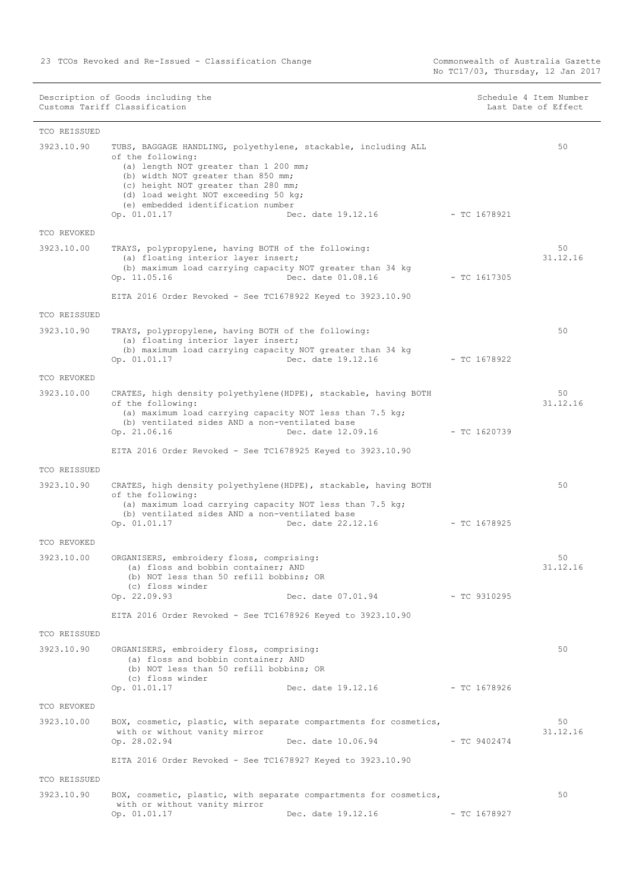| Description of Goods including the Customs Tariff Classification | | | Schedule 4 Item Number Last Date of Effect |
|---|---|---|---|
| **TCO REISSUED** | | | |
| 3923.10.90 | TUBS, BAGGAGE HANDLING, polyethylene, stackable, including ALL of the following:<br>(a) length NOT greater than 1 200 mm;<br>(b) width NOT greater than 850 mm;<br>(c) height NOT greater than 280 mm;<br>(d) load weight NOT exceeding 50 kg;<br>(e) embedded identification number<br>Op. 01.01.17 Dec. date 19.12.16 | - TC 1678921 | 50 |
| **TCO REVOKED** | | | |
| 3923.10.00 | TRAYS, polypropylene, having BOTH of the following:<br>(a) floating interior layer insert;<br>(b) maximum load carrying capacity NOT greater than 34 kg<br>Op. 11.05.16 Dec. date 01.08.16 | - TC 1617305 | 50<br>31.12.16 |
| | EITA 2016 Order Revoked - See TC1678922 Keyed to 3923.10.90 | | |
| **TCO REISSUED** | | | |
| 3923.10.90 | TRAYS, polypropylene, having BOTH of the following:<br>(a) floating interior layer insert;<br>(b) maximum load carrying capacity NOT greater than 34 kg<br>Op. 01.01.17 Dec. date 19.12.16 | - TC 1678922 | 50 |
| **TCO REVOKED** | | | |
| 3923.10.00 | CRATES, high density polyethylene(HDPE), stackable, having BOTH of the following:<br>(a) maximum load carrying capacity NOT less than 7.5 kg;<br>(b) ventilated sides AND a non-ventilated base<br>Op. 21.06.16 Dec. date 12.09.16 | - TC 1620739 | 50<br>31.12.16 |
| | EITA 2016 Order Revoked - See TC1678925 Keyed to 3923.10.90 | | |
| **TCO REISSUED** | | | |
| 3923.10.90 | CRATES, high density polyethylene(HDPE), stackable, having BOTH of the following:<br>(a) maximum load carrying capacity NOT less than 7.5 kg;<br>(b) ventilated sides AND a non-ventilated base<br>Op. 01.01.17 Dec. date 22.12.16 | - TC 1678925 | 50 |
| **TCO REVOKED** | | | |
| 3923.10.00 | ORGANISERS, embroidery floss, comprising:<br>(a) floss and bobbin container; AND<br>(b) NOT less than 50 refill bobbins; OR<br>(c) floss winder<br>Op. 22.09.93 Dec. date 07.01.94 | - TC 9310295 | 50<br>31.12.16 |
| | EITA 2016 Order Revoked - See TC1678926 Keyed to 3923.10.90 | | |
| **TCO REISSUED** | | | |
| 3923.10.90 | ORGANISERS, embroidery floss, comprising:<br>(a) floss and bobbin container; AND<br>(b) NOT less than 50 refill bobbins; OR<br>(c) floss winder<br>Op. 01.01.17 Dec. date 19.12.16 | - TC 1678926 | 50 |
| **TCO REVOKED** | | | |
| 3923.10.00 | BOX, cosmetic, plastic, with separate compartments for cosmetics, with or without vanity mirror<br>Op. 28.02.94 Dec. date 10.06.94 | - TC 9402474 | 50<br>31.12.16 |
| | EITA 2016 Order Revoked - See TC1678927 Keyed to 3923.10.90 | | |
| **TCO REISSUED** | | | |
| 3923.10.90 | BOX, cosmetic, plastic, with separate compartments for cosmetics, with or without vanity mirror<br>Op. 01.01.17 Dec. date 19.12.16 | - TC 1678927 | 50 |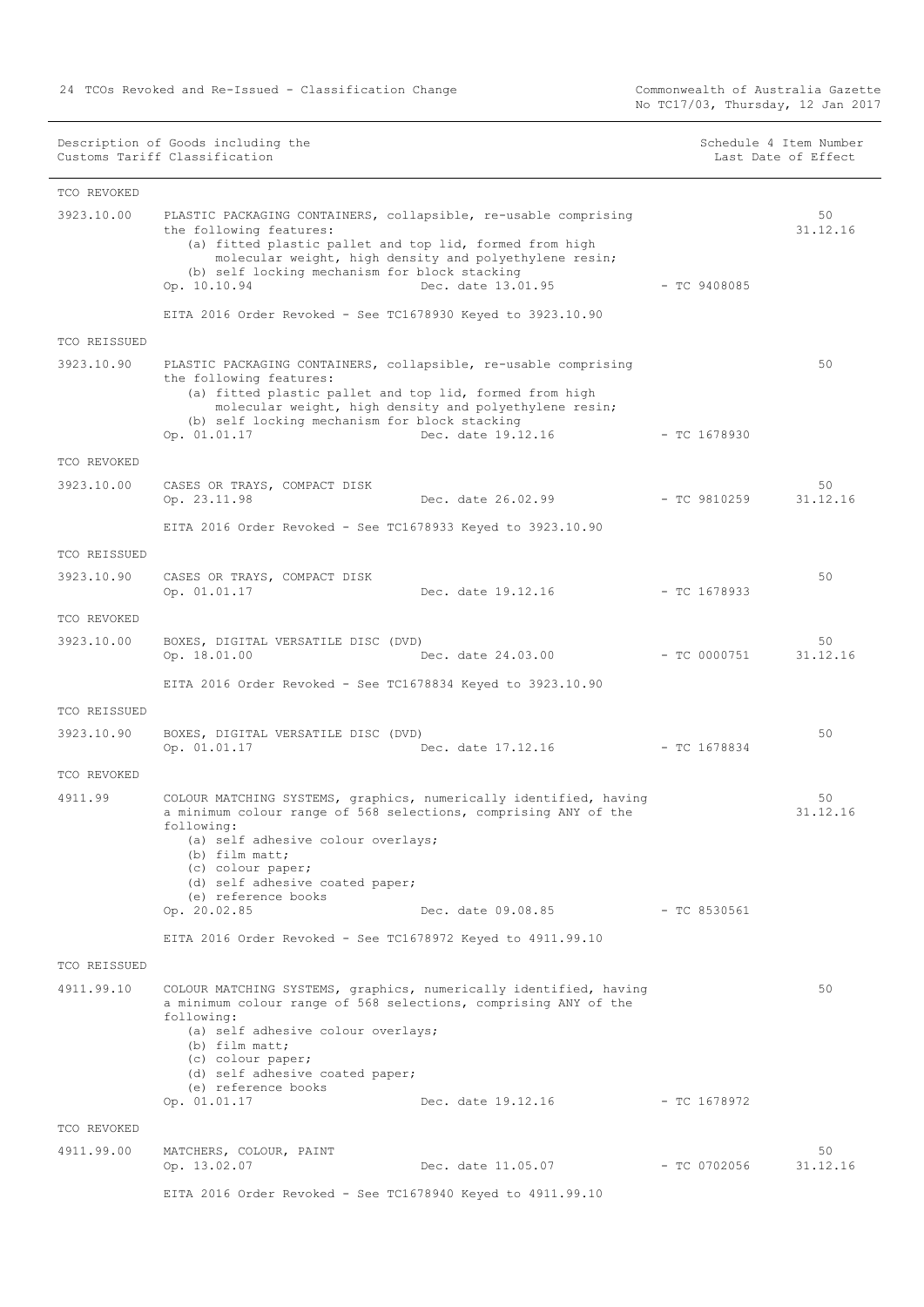| Description of Goods including the Customs Tariff Classification | | | Schedule 4 Item Number Last Date of Effect |
|---|---|---|---|

**TCO REVOKED**

3923.10.00 PLASTIC PACKAGING CONTAINERS, collapsible, re-usable comprising the following features:
(a) fitted plastic pallet and top lid, formed from high molecular weight, high density and polyethylene resin;
(b) self locking mechanism for block stacking
Op. 10.10.94 Dec. date 13.01.95 - TC 9408085 — 50, 31.12.16

EITA 2016 Order Revoked - See TC1678930 Keyed to 3923.10.90

**TCO REISSUED**

3923.10.90 PLASTIC PACKAGING CONTAINERS, collapsible, re-usable comprising the following features:
(a) fitted plastic pallet and top lid, formed from high molecular weight, high density and polyethylene resin;
(b) self locking mechanism for block stacking
Op. 01.01.17 Dec. date 19.12.16 - TC 1678930 — 50

**TCO REVOKED**

3923.10.00 CASES OR TRAYS, COMPACT DISK
Op. 23.11.98 Dec. date 26.02.99 - TC 9810259 — 50, 31.12.16

EITA 2016 Order Revoked - See TC1678933 Keyed to 3923.10.90

**TCO REISSUED**

3923.10.90 CASES OR TRAYS, COMPACT DISK
Op. 01.01.17 Dec. date 19.12.16 - TC 1678933 — 50

**TCO REVOKED**

3923.10.00 BOXES, DIGITAL VERSATILE DISC (DVD)
Op. 18.01.00 Dec. date 24.03.00 - TC 0000751 — 50, 31.12.16

EITA 2016 Order Revoked - See TC1678834 Keyed to 3923.10.90

**TCO REISSUED**

3923.10.90 BOXES, DIGITAL VERSATILE DISC (DVD)
Op. 01.01.17 Dec. date 17.12.16 - TC 1678834 — 50

**TCO REVOKED**

4911.99 COLOUR MATCHING SYSTEMS, graphics, numerically identified, having a minimum colour range of 568 selections, comprising ANY of the following:
(a) self adhesive colour overlays;
(b) film matt;
(c) colour paper;
(d) self adhesive coated paper;
(e) reference books
Op. 20.02.85 Dec. date 09.08.85 - TC 8530561 — 50, 31.12.16

EITA 2016 Order Revoked - See TC1678972 Keyed to 4911.99.10

**TCO REISSUED**

4911.99.10 COLOUR MATCHING SYSTEMS, graphics, numerically identified, having a minimum colour range of 568 selections, comprising ANY of the following:
(a) self adhesive colour overlays;
(b) film matt;
(c) colour paper;
(d) self adhesive coated paper;
(e) reference books
Op. 01.01.17 Dec. date 19.12.16 - TC 1678972 — 50

**TCO REVOKED**

4911.99.00 MATCHERS, COLOUR, PAINT
Op. 13.02.07 Dec. date 11.05.07 - TC 0702056 — 50, 31.12.16

EITA 2016 Order Revoked - See TC1678940 Keyed to 4911.99.10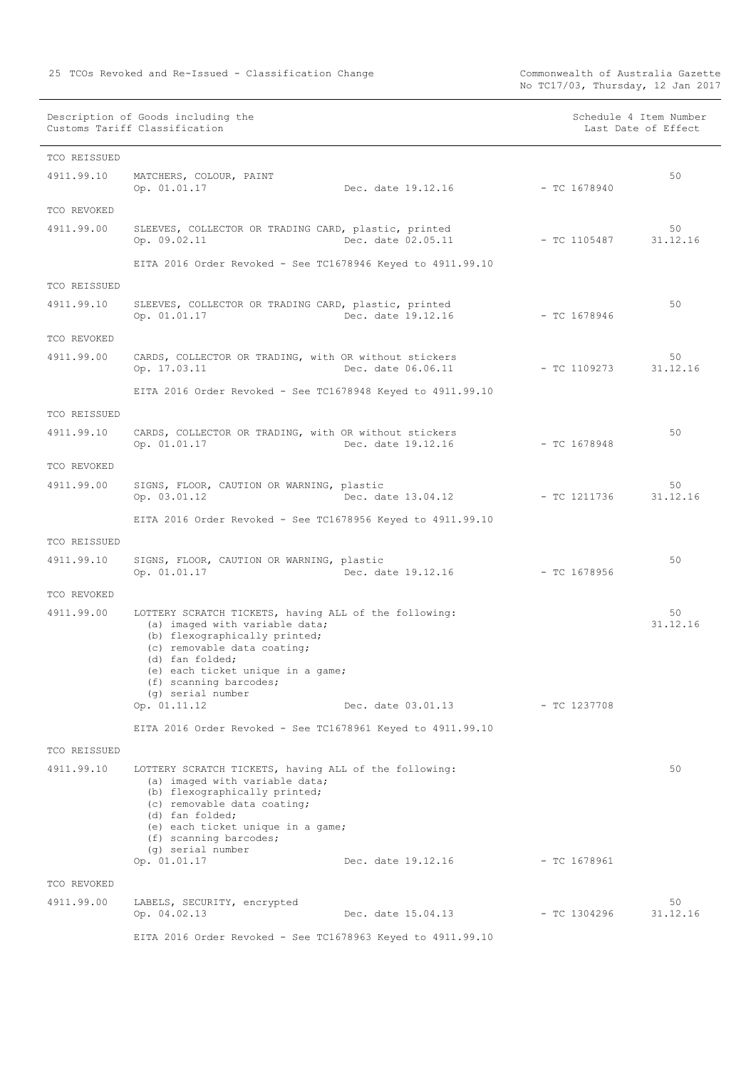| Description of Goods including the Customs Tariff Classification | | | | Schedule 4 Item Number Last Date of Effect |
|---|---|---|---|---|
| TCO REISSUED | | | | |
| 4911.99.10 | MATCHERS, COLOUR, PAINT<br>Op. 01.01.17 | Dec. date 19.12.16 | - TC 1678940 | 50 |
| TCO REVOKED | | | | |
| 4911.99.00 | SLEEVES, COLLECTOR OR TRADING CARD, plastic, printed<br>Op. 09.02.11 | Dec. date 02.05.11 | - TC 1105487 | 50<br>31.12.16 |
| | EITA 2016 Order Revoked - See TC1678946 Keyed to 4911.99.10 | | | |
| TCO REISSUED | | | | |
| 4911.99.10 | SLEEVES, COLLECTOR OR TRADING CARD, plastic, printed<br>Op. 01.01.17 | Dec. date 19.12.16 | - TC 1678946 | 50 |
| TCO REVOKED | | | | |
| 4911.99.00 | CARDS, COLLECTOR OR TRADING, with OR without stickers<br>Op. 17.03.11 | Dec. date 06.06.11 | - TC 1109273 | 50<br>31.12.16 |
| | EITA 2016 Order Revoked - See TC1678948 Keyed to 4911.99.10 | | | |
| TCO REISSUED | | | | |
| 4911.99.10 | CARDS, COLLECTOR OR TRADING, with OR without stickers<br>Op. 01.01.17 | Dec. date 19.12.16 | - TC 1678948 | 50 |
| TCO REVOKED | | | | |
| 4911.99.00 | SIGNS, FLOOR, CAUTION OR WARNING, plastic<br>Op. 03.01.12 | Dec. date 13.04.12 | - TC 1211736 | 50<br>31.12.16 |
| | EITA 2016 Order Revoked - See TC1678956 Keyed to 4911.99.10 | | | |
| TCO REISSUED | | | | |
| 4911.99.10 | SIGNS, FLOOR, CAUTION OR WARNING, plastic<br>Op. 01.01.17 | Dec. date 19.12.16 | - TC 1678956 | 50 |
| TCO REVOKED | | | | |
| 4911.99.00 | LOTTERY SCRATCH TICKETS, having ALL of the following:<br>(a) imaged with variable data;<br>(b) flexographically printed;<br>(c) removable data coating;<br>(d) fan folded;<br>(e) each ticket unique in a game;<br>(f) scanning barcodes;<br>(g) serial number<br>Op. 01.11.12 | Dec. date 03.01.13 | - TC 1237708 | 50<br>31.12.16 |
| | EITA 2016 Order Revoked - See TC1678961 Keyed to 4911.99.10 | | | |
| TCO REISSUED | | | | |
| 4911.99.10 | LOTTERY SCRATCH TICKETS, having ALL of the following:<br>(a) imaged with variable data;<br>(b) flexographically printed;<br>(c) removable data coating;<br>(d) fan folded;<br>(e) each ticket unique in a game;<br>(f) scanning barcodes;<br>(g) serial number<br>Op. 01.01.17 | Dec. date 19.12.16 | - TC 1678961 | 50 |
| TCO REVOKED | | | | |
| 4911.99.00 | LABELS, SECURITY, encrypted<br>Op. 04.02.13 | Dec. date 15.04.13 | - TC 1304296 | 50<br>31.12.16 |
| | EITA 2016 Order Revoked - See TC1678963 Keyed to 4911.99.10 | | | |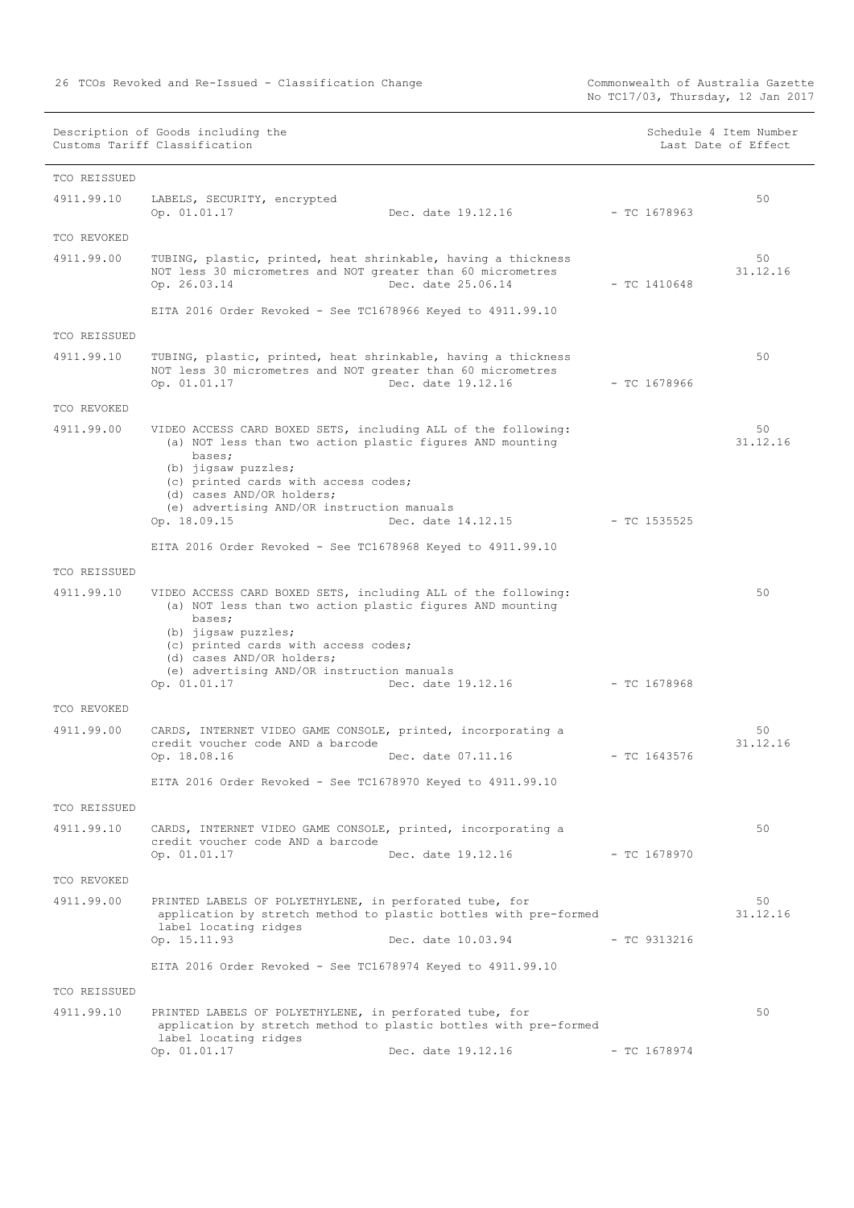| Description of Goods including the Customs Tariff Classification | | | Schedule 4 Item Number Last Date of Effect |
|---|---|---|---|
| **TCO REISSUED** | | | |
| 4911.99.10 | LABELS, SECURITY, encrypted<br>Op. 01.01.17 Dec. date 19.12.16 | - TC 1678963 | 50 |
| **TCO REVOKED** | | | |
| 4911.99.00 | TUBING, plastic, printed, heat shrinkable, having a thickness NOT less 30 micrometres and NOT greater than 60 micrometres<br>Op. 26.03.14 Dec. date 25.06.14<br><br>EITA 2016 Order Revoked - See TC1678966 Keyed to 4911.99.10 | - TC 1410648 | 50<br>31.12.16 |
| **TCO REISSUED** | | | |
| 4911.99.10 | TUBING, plastic, printed, heat shrinkable, having a thickness NOT less 30 micrometres and NOT greater than 60 micrometres<br>Op. 01.01.17 Dec. date 19.12.16 | - TC 1678966 | 50 |
| **TCO REVOKED** | | | |
| 4911.99.00 | VIDEO ACCESS CARD BOXED SETS, including ALL of the following:<br>(a) NOT less than two action plastic figures AND mounting bases;<br>(b) jigsaw puzzles;<br>(c) printed cards with access codes;<br>(d) cases AND/OR holders;<br>(e) advertising AND/OR instruction manuals<br>Op. 18.09.15 Dec. date 14.12.15<br><br>EITA 2016 Order Revoked - See TC1678968 Keyed to 4911.99.10 | - TC 1535525 | 50<br>31.12.16 |
| **TCO REISSUED** | | | |
| 4911.99.10 | VIDEO ACCESS CARD BOXED SETS, including ALL of the following:<br>(a) NOT less than two action plastic figures AND mounting bases;<br>(b) jigsaw puzzles;<br>(c) printed cards with access codes;<br>(d) cases AND/OR holders;<br>(e) advertising AND/OR instruction manuals<br>Op. 01.01.17 Dec. date 19.12.16 | - TC 1678968 | 50 |
| **TCO REVOKED** | | | |
| 4911.99.00 | CARDS, INTERNET VIDEO GAME CONSOLE, printed, incorporating a credit voucher code AND a barcode<br>Op. 18.08.16 Dec. date 07.11.16<br><br>EITA 2016 Order Revoked - See TC1678970 Keyed to 4911.99.10 | - TC 1643576 | 50<br>31.12.16 |
| **TCO REISSUED** | | | |
| 4911.99.10 | CARDS, INTERNET VIDEO GAME CONSOLE, printed, incorporating a credit voucher code AND a barcode<br>Op. 01.01.17 Dec. date 19.12.16 | - TC 1678970 | 50 |
| **TCO REVOKED** | | | |
| 4911.99.00 | PRINTED LABELS OF POLYETHYLENE, in perforated tube, for application by stretch method to plastic bottles with pre-formed label locating ridges<br>Op. 15.11.93 Dec. date 10.03.94<br><br>EITA 2016 Order Revoked - See TC1678974 Keyed to 4911.99.10 | - TC 9313216 | 50<br>31.12.16 |
| **TCO REISSUED** | | | |
| 4911.99.10 | PRINTED LABELS OF POLYETHYLENE, in perforated tube, for application by stretch method to plastic bottles with pre-formed label locating ridges<br>Op. 01.01.17 Dec. date 19.12.16 | - TC 1678974 | 50 |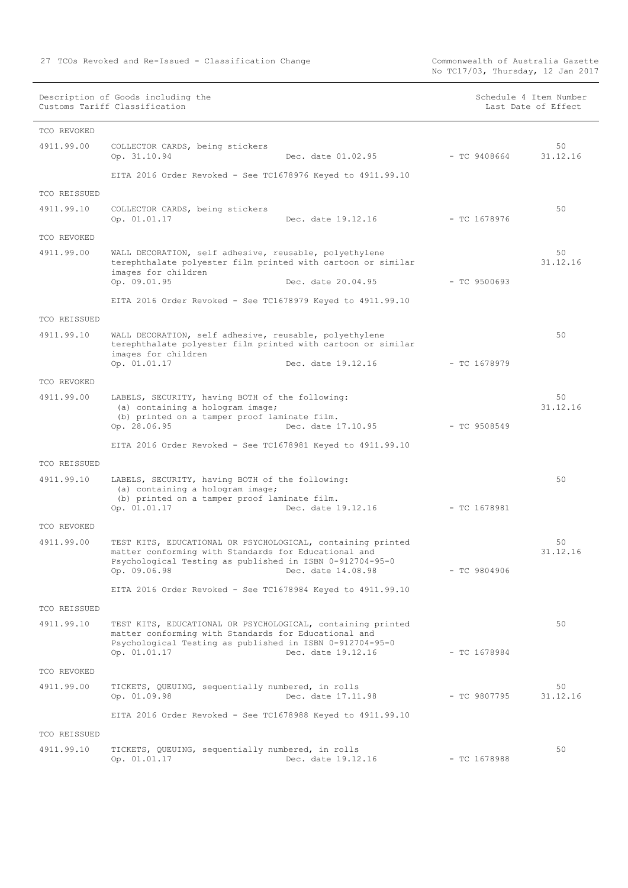| Description of Goods including the Customs Tariff Classification | | | | Schedule 4 Item Number Last Date of Effect |
|---|---|---|---|---|
| TCO REVOKED | | | | |
| 4911.99.00 | COLLECTOR CARDS, being stickers<br>Op. 31.10.94 | Dec. date 01.02.95 | - TC 9408664 | 50<br>31.12.16 |
| | EITA 2016 Order Revoked - See TC1678976 Keyed to 4911.99.10 | | | |
| TCO REISSUED | | | | |
| 4911.99.10 | COLLECTOR CARDS, being stickers<br>Op. 01.01.17 | Dec. date 19.12.16 | - TC 1678976 | 50 |
| TCO REVOKED | | | | |
| 4911.99.00 | WALL DECORATION, self adhesive, reusable, polyethylene terephthalate polyester film printed with cartoon or similar images for children<br>Op. 09.01.95 | Dec. date 20.04.95 | - TC 9500693 | 50<br>31.12.16 |
| | EITA 2016 Order Revoked - See TC1678979 Keyed to 4911.99.10 | | | |
| TCO REISSUED | | | | |
| 4911.99.10 | WALL DECORATION, self adhesive, reusable, polyethylene terephthalate polyester film printed with cartoon or similar images for children<br>Op. 01.01.17 | Dec. date 19.12.16 | - TC 1678979 | 50 |
| TCO REVOKED | | | | |
| 4911.99.00 | LABELS, SECURITY, having BOTH of the following:<br>(a) containing a hologram image;<br>(b) printed on a tamper proof laminate film.<br>Op. 28.06.95 | Dec. date 17.10.95 | - TC 9508549 | 50<br>31.12.16 |
| | EITA 2016 Order Revoked - See TC1678981 Keyed to 4911.99.10 | | | |
| TCO REISSUED | | | | |
| 4911.99.10 | LABELS, SECURITY, having BOTH of the following:<br>(a) containing a hologram image;<br>(b) printed on a tamper proof laminate film.<br>Op. 01.01.17 | Dec. date 19.12.16 | - TC 1678981 | 50 |
| TCO REVOKED | | | | |
| 4911.99.00 | TEST KITS, EDUCATIONAL OR PSYCHOLOGICAL, containing printed matter conforming with Standards for Educational and Psychological Testing as published in ISBN 0-912704-95-0<br>Op. 09.06.98 | Dec. date 14.08.98 | - TC 9804906 | 50<br>31.12.16 |
| | EITA 2016 Order Revoked - See TC1678984 Keyed to 4911.99.10 | | | |
| TCO REISSUED | | | | |
| 4911.99.10 | TEST KITS, EDUCATIONAL OR PSYCHOLOGICAL, containing printed matter conforming with Standards for Educational and Psychological Testing as published in ISBN 0-912704-95-0<br>Op. 01.01.17 | Dec. date 19.12.16 | - TC 1678984 | 50 |
| TCO REVOKED | | | | |
| 4911.99.00 | TICKETS, QUEUING, sequentially numbered, in rolls<br>Op. 01.09.98 | Dec. date 17.11.98 | - TC 9807795 | 50<br>31.12.16 |
| | EITA 2016 Order Revoked - See TC1678988 Keyed to 4911.99.10 | | | |
| TCO REISSUED | | | | |
| 4911.99.10 | TICKETS, QUEUING, sequentially numbered, in rolls<br>Op. 01.01.17 | Dec. date 19.12.16 | - TC 1678988 | 50 |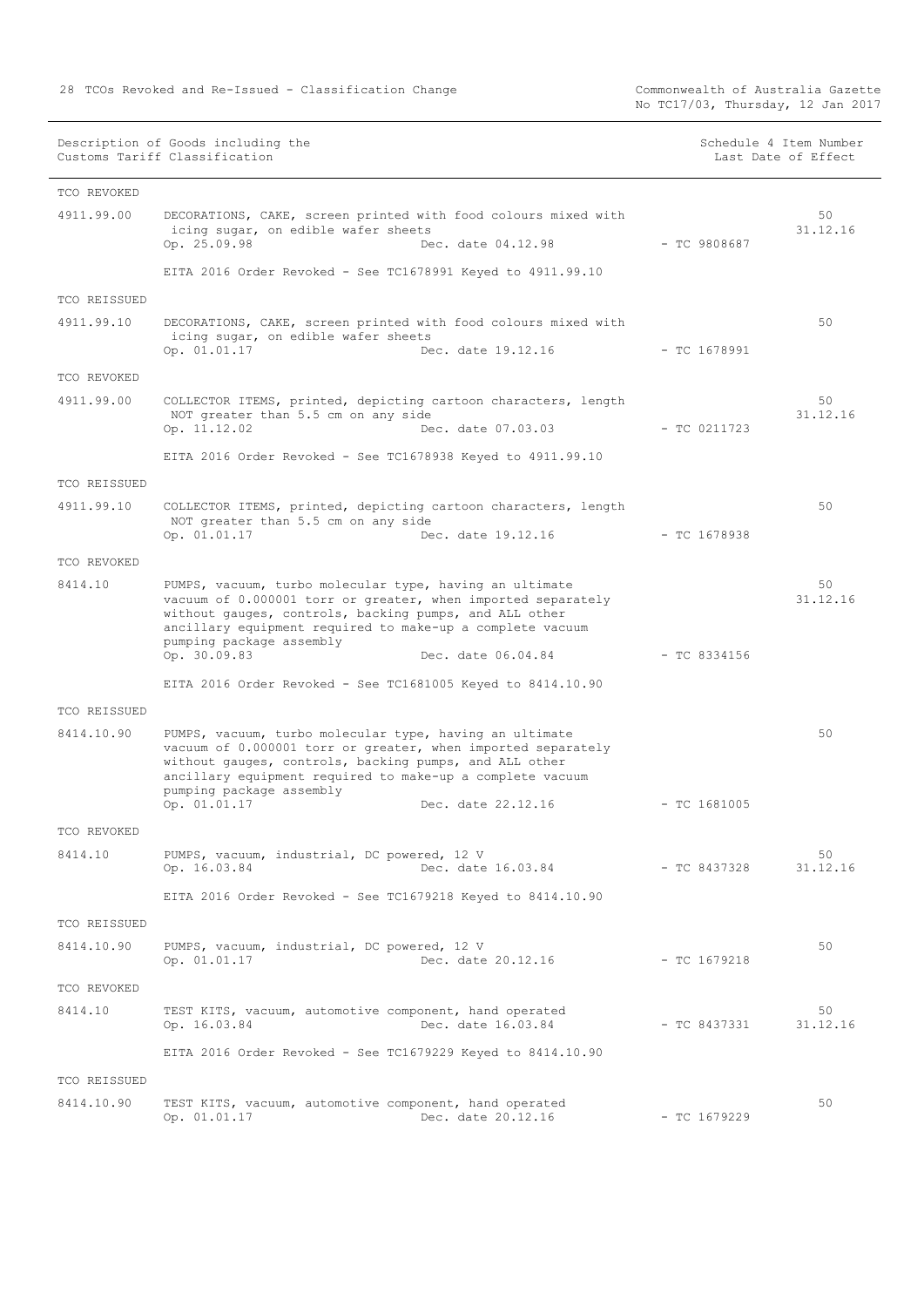| Description of Goods including the Customs Tariff Classification | | | Schedule 4 Item Number Last Date of Effect |
|---|---|---|---|
| TCO REVOKED | | | |
| 4911.99.00 | DECORATIONS, CAKE, screen printed with food colours mixed with icing sugar, on edible wafer sheets<br>Op. 25.09.98 Dec. date 04.12.98 | - TC 9808687 | 50<br>31.12.16 |
| | EITA 2016 Order Revoked - See TC1678991 Keyed to 4911.99.10 | | |
| TCO REISSUED | | | |
| 4911.99.10 | DECORATIONS, CAKE, screen printed with food colours mixed with icing sugar, on edible wafer sheets<br>Op. 01.01.17 Dec. date 19.12.16 | - TC 1678991 | 50 |
| TCO REVOKED | | | |
| 4911.99.00 | COLLECTOR ITEMS, printed, depicting cartoon characters, length NOT greater than 5.5 cm on any side<br>Op. 11.12.02 Dec. date 07.03.03 | - TC 0211723 | 50<br>31.12.16 |
| | EITA 2016 Order Revoked - See TC1678938 Keyed to 4911.99.10 | | |
| TCO REISSUED | | | |
| 4911.99.10 | COLLECTOR ITEMS, printed, depicting cartoon characters, length NOT greater than 5.5 cm on any side<br>Op. 01.01.17 Dec. date 19.12.16 | - TC 1678938 | 50 |
| TCO REVOKED | | | |
| 8414.10 | PUMPS, vacuum, turbo molecular type, having an ultimate vacuum of 0.000001 torr or greater, when imported separately without gauges, controls, backing pumps, and ALL other ancillary equipment required to make-up a complete vacuum pumping package assembly<br>Op. 30.09.83 Dec. date 06.04.84 | - TC 8334156 | 50<br>31.12.16 |
| | EITA 2016 Order Revoked - See TC1681005 Keyed to 8414.10.90 | | |
| TCO REISSUED | | | |
| 8414.10.90 | PUMPS, vacuum, turbo molecular type, having an ultimate vacuum of 0.000001 torr or greater, when imported separately without gauges, controls, backing pumps, and ALL other ancillary equipment required to make-up a complete vacuum pumping package assembly<br>Op. 01.01.17 Dec. date 22.12.16 | - TC 1681005 | 50 |
| TCO REVOKED | | | |
| 8414.10 | PUMPS, vacuum, industrial, DC powered, 12 V<br>Op. 16.03.84 Dec. date 16.03.84 | - TC 8437328 | 50<br>31.12.16 |
| | EITA 2016 Order Revoked - See TC1679218 Keyed to 8414.10.90 | | |
| TCO REISSUED | | | |
| 8414.10.90 | PUMPS, vacuum, industrial, DC powered, 12 V<br>Op. 01.01.17 Dec. date 20.12.16 | - TC 1679218 | 50 |
| TCO REVOKED | | | |
| 8414.10 | TEST KITS, vacuum, automotive component, hand operated<br>Op. 16.03.84 Dec. date 16.03.84 | - TC 8437331 | 50<br>31.12.16 |
| | EITA 2016 Order Revoked - See TC1679229 Keyed to 8414.10.90 | | |
| TCO REISSUED | | | |
| 8414.10.90 | TEST KITS, vacuum, automotive component, hand operated<br>Op. 01.01.17 Dec. date 20.12.16 | - TC 1679229 | 50 |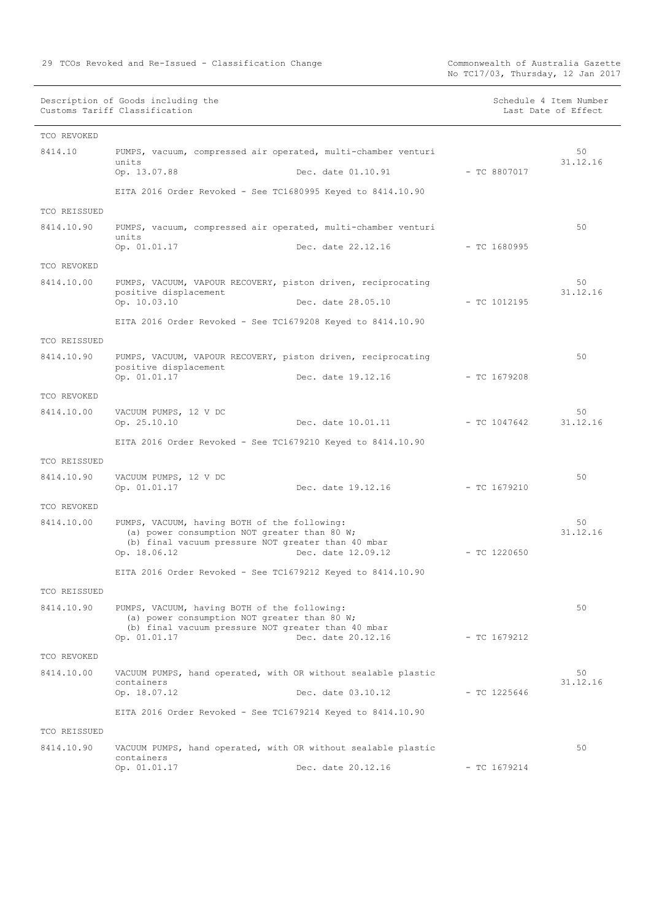| Description of Goods including the Customs Tariff Classification | | | Schedule 4 Item Number Last Date of Effect |
|---|---|---|---|
| TCO REVOKED | | | |
| 8414.10 | PUMPS, vacuum, compressed air operated, multi-chamber venturi units<br>Op. 13.07.88 Dec. date 01.10.91 | - TC 8807017 | 50<br>31.12.16 |
| | EITA 2016 Order Revoked - See TC1680995 Keyed to 8414.10.90 | | |
| TCO REISSUED | | | |
| 8414.10.90 | PUMPS, vacuum, compressed air operated, multi-chamber venturi units<br>Op. 01.01.17 Dec. date 22.12.16 | - TC 1680995 | 50 |
| TCO REVOKED | | | |
| 8414.10.00 | PUMPS, VACUUM, VAPOUR RECOVERY, piston driven, reciprocating positive displacement<br>Op. 10.03.10 Dec. date 28.05.10 | - TC 1012195 | 50<br>31.12.16 |
| | EITA 2016 Order Revoked - See TC1679208 Keyed to 8414.10.90 | | |
| TCO REISSUED | | | |
| 8414.10.90 | PUMPS, VACUUM, VAPOUR RECOVERY, piston driven, reciprocating positive displacement<br>Op. 01.01.17 Dec. date 19.12.16 | - TC 1679208 | 50 |
| TCO REVOKED | | | |
| 8414.10.00 | VACUUM PUMPS, 12 V DC<br>Op. 25.10.10 Dec. date 10.01.11 | - TC 1047642 | 50<br>31.12.16 |
| | EITA 2016 Order Revoked - See TC1679210 Keyed to 8414.10.90 | | |
| TCO REISSUED | | | |
| 8414.10.90 | VACUUM PUMPS, 12 V DC<br>Op. 01.01.17 Dec. date 19.12.16 | - TC 1679210 | 50 |
| TCO REVOKED | | | |
| 8414.10.00 | PUMPS, VACUUM, having BOTH of the following:<br>(a) power consumption NOT greater than 80 W;<br>(b) final vacuum pressure NOT greater than 40 mbar<br>Op. 18.06.12 Dec. date 12.09.12 | - TC 1220650 | 50<br>31.12.16 |
| | EITA 2016 Order Revoked - See TC1679212 Keyed to 8414.10.90 | | |
| TCO REISSUED | | | |
| 8414.10.90 | PUMPS, VACUUM, having BOTH of the following:<br>(a) power consumption NOT greater than 80 W;<br>(b) final vacuum pressure NOT greater than 40 mbar<br>Op. 01.01.17 Dec. date 20.12.16 | - TC 1679212 | 50 |
| TCO REVOKED | | | |
| 8414.10.00 | VACUUM PUMPS, hand operated, with OR without sealable plastic containers<br>Op. 18.07.12 Dec. date 03.10.12 | - TC 1225646 | 50<br>31.12.16 |
| | EITA 2016 Order Revoked - See TC1679214 Keyed to 8414.10.90 | | |
| TCO REISSUED | | | |
| 8414.10.90 | VACUUM PUMPS, hand operated, with OR without sealable plastic containers<br>Op. 01.01.17 Dec. date 20.12.16 | - TC 1679214 | 50 |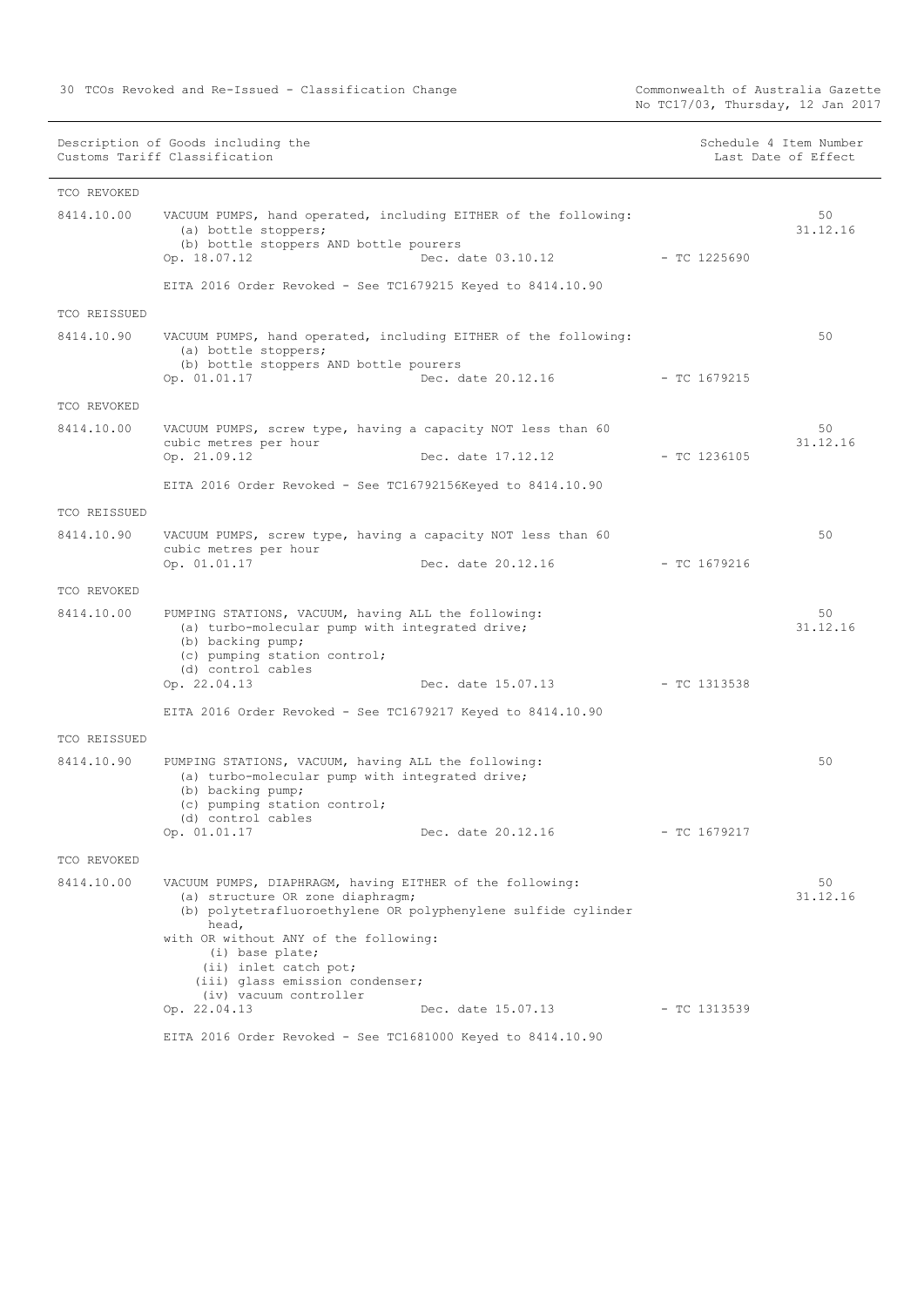| Description of Goods including the Customs Tariff Classification | | | | Schedule 4 Item Number Last Date of Effect |
|---|---|---|---|---|
| TCO REVOKED | | | | |
| 8414.10.00 | VACUUM PUMPS, hand operated, including EITHER of the following:<br>(a) bottle stoppers;<br>(b) bottle stoppers AND bottle pourers<br>Op. 18.07.12 | Dec. date 03.10.12 | - TC 1225690 | 50<br>31.12.16 |
| | EITA 2016 Order Revoked - See TC1679215 Keyed to 8414.10.90 | | | |
| TCO REISSUED | | | | |
| 8414.10.90 | VACUUM PUMPS, hand operated, including EITHER of the following:<br>(a) bottle stoppers;<br>(b) bottle stoppers AND bottle pourers<br>Op. 01.01.17 | Dec. date 20.12.16 | - TC 1679215 | 50 |
| TCO REVOKED | | | | |
| 8414.10.00 | VACUUM PUMPS, screw type, having a capacity NOT less than 60 cubic metres per hour<br>Op. 21.09.12 | Dec. date 17.12.12 | - TC 1236105 | 50<br>31.12.16 |
| | EITA 2016 Order Revoked - See TC16792156Keyed to 8414.10.90 | | | |
| TCO REISSUED | | | | |
| 8414.10.90 | VACUUM PUMPS, screw type, having a capacity NOT less than 60 cubic metres per hour<br>Op. 01.01.17 | Dec. date 20.12.16 | - TC 1679216 | 50 |
| TCO REVOKED | | | | |
| 8414.10.00 | PUMPING STATIONS, VACUUM, having ALL the following:<br>(a) turbo-molecular pump with integrated drive;<br>(b) backing pump;<br>(c) pumping station control;<br>(d) control cables<br>Op. 22.04.13 | Dec. date 15.07.13 | - TC 1313538 | 50<br>31.12.16 |
| | EITA 2016 Order Revoked - See TC1679217 Keyed to 8414.10.90 | | | |
| TCO REISSUED | | | | |
| 8414.10.90 | PUMPING STATIONS, VACUUM, having ALL the following:<br>(a) turbo-molecular pump with integrated drive;<br>(b) backing pump;<br>(c) pumping station control;<br>(d) control cables<br>Op. 01.01.17 | Dec. date 20.12.16 | - TC 1679217 | 50 |
| TCO REVOKED | | | | |
| 8414.10.00 | VACUUM PUMPS, DIAPHRAGM, having EITHER of the following:<br>(a) structure OR zone diaphragm;<br>(b) polytetrafluoroethylene OR polyphenylene sulfide cylinder head,<br>with OR without ANY of the following:<br>(i) base plate;<br>(ii) inlet catch pot;<br>(iii) glass emission condenser;<br>(iv) vacuum controller<br>Op. 22.04.13 | Dec. date 15.07.13 | - TC 1313539 | 50<br>31.12.16 |
| | EITA 2016 Order Revoked - See TC1681000 Keyed to 8414.10.90 | | | |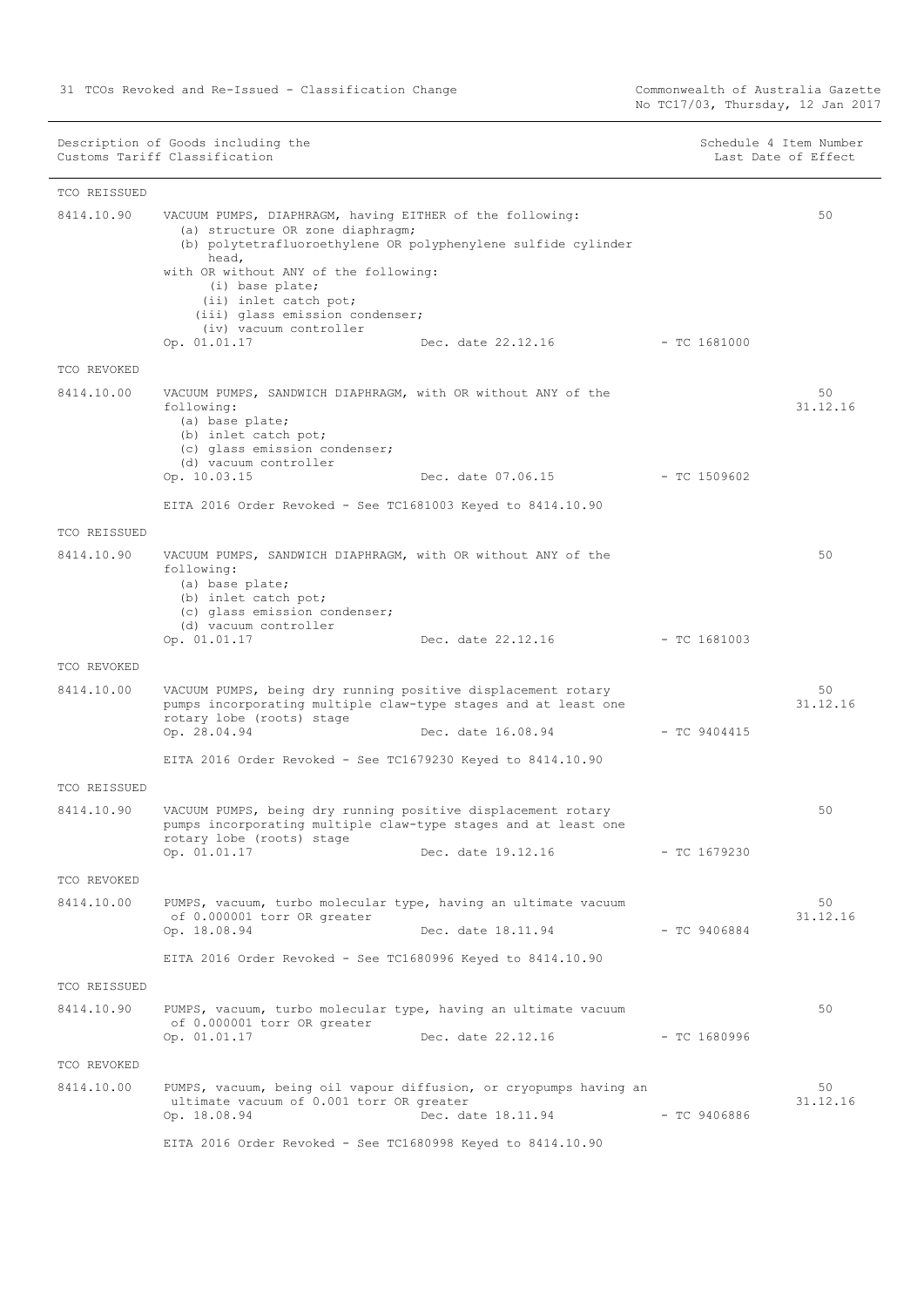| Description of Goods including the Customs Tariff Classification | | | | Schedule 4 Item Number Last Date of Effect |
|---|---|---|---|---|
| **TCO REISSUED** | | | | |
| 8414.10.90 | VACUUM PUMPS, DIAPHRAGM, having EITHER of the following:<br>(a) structure OR zone diaphragm;<br>(b) polytetrafluoroethylene OR polyphenylene sulfide cylinder head,<br>with OR without ANY of the following:<br>(i) base plate;<br>(ii) inlet catch pot;<br>(iii) glass emission condenser;<br>(iv) vacuum controller<br>Op. 01.01.17 | Dec. date 22.12.16 | - TC 1681000 | 50 |
| **TCO REVOKED** | | | | |
| 8414.10.00 | VACUUM PUMPS, SANDWICH DIAPHRAGM, with OR without ANY of the following:<br>(a) base plate;<br>(b) inlet catch pot;<br>(c) glass emission condenser;<br>(d) vacuum controller<br>Op. 10.03.15 | Dec. date 07.06.15 | - TC 1509602 | 50<br>31.12.16 |
| | EITA 2016 Order Revoked - See TC1681003 Keyed to 8414.10.90 | | | |
| **TCO REISSUED** | | | | |
| 8414.10.90 | VACUUM PUMPS, SANDWICH DIAPHRAGM, with OR without ANY of the following:<br>(a) base plate;<br>(b) inlet catch pot;<br>(c) glass emission condenser;<br>(d) vacuum controller<br>Op. 01.01.17 | Dec. date 22.12.16 | - TC 1681003 | 50 |
| **TCO REVOKED** | | | | |
| 8414.10.00 | VACUUM PUMPS, being dry running positive displacement rotary pumps incorporating multiple claw-type stages and at least one rotary lobe (roots) stage<br>Op. 28.04.94 | Dec. date 16.08.94 | - TC 9404415 | 50<br>31.12.16 |
| | EITA 2016 Order Revoked - See TC1679230 Keyed to 8414.10.90 | | | |
| **TCO REISSUED** | | | | |
| 8414.10.90 | VACUUM PUMPS, being dry running positive displacement rotary pumps incorporating multiple claw-type stages and at least one rotary lobe (roots) stage<br>Op. 01.01.17 | Dec. date 19.12.16 | - TC 1679230 | 50 |
| **TCO REVOKED** | | | | |
| 8414.10.00 | PUMPS, vacuum, turbo molecular type, having an ultimate vacuum of 0.000001 torr OR greater<br>Op. 18.08.94 | Dec. date 18.11.94 | - TC 9406884 | 50<br>31.12.16 |
| | EITA 2016 Order Revoked - See TC1680996 Keyed to 8414.10.90 | | | |
| **TCO REISSUED** | | | | |
| 8414.10.90 | PUMPS, vacuum, turbo molecular type, having an ultimate vacuum of 0.000001 torr OR greater<br>Op. 01.01.17 | Dec. date 22.12.16 | - TC 1680996 | 50 |
| **TCO REVOKED** | | | | |
| 8414.10.00 | PUMPS, vacuum, being oil vapour diffusion, or cryopumps having an ultimate vacuum of 0.001 torr OR greater<br>Op. 18.08.94 | Dec. date 18.11.94 | - TC 9406886 | 50<br>31.12.16 |
| | EITA 2016 Order Revoked - See TC1680998 Keyed to 8414.10.90 | | | |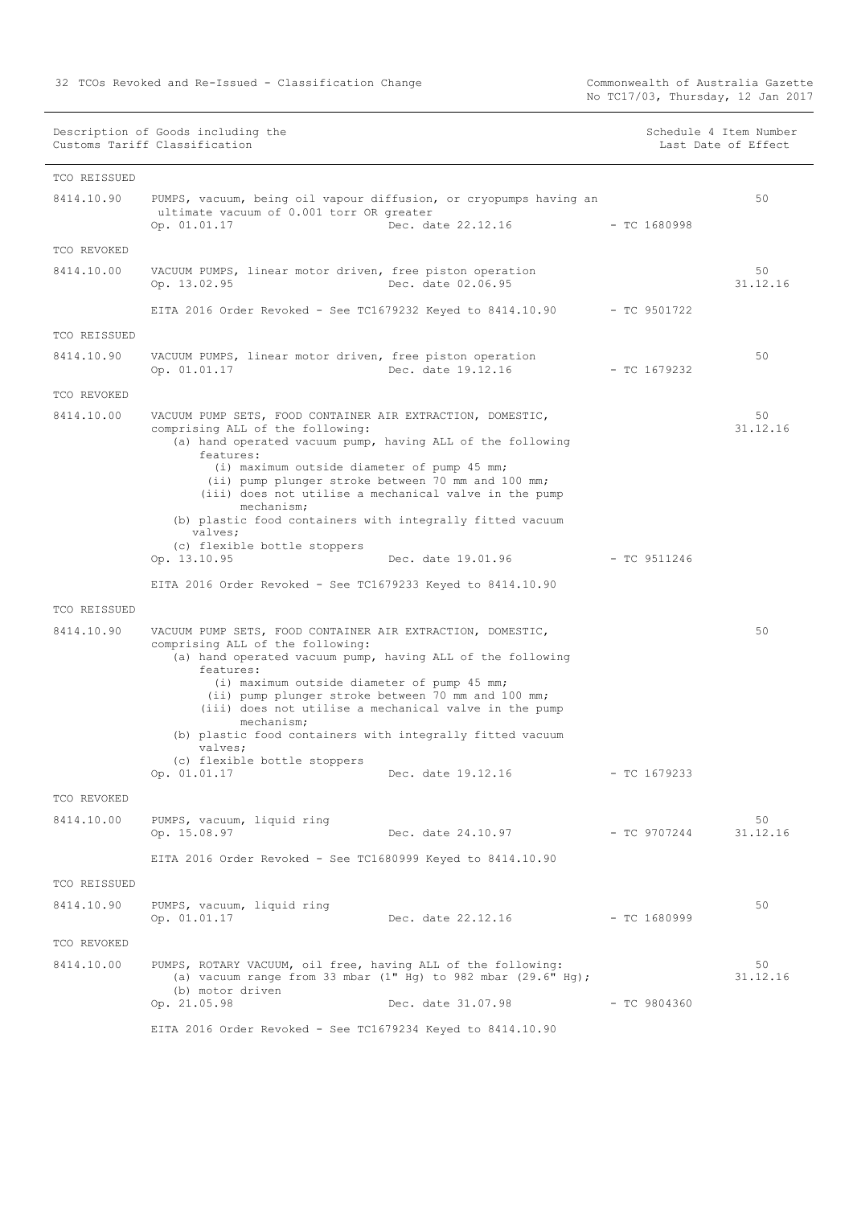| Description of Goods including the Customs Tariff Classification | | | | Schedule 4 Item Number Last Date of Effect |
|---|---|---|---|---|
| TCO REISSUED | | | | |
| 8414.10.90 | PUMPS, vacuum, being oil vapour diffusion, or cryopumps having an ultimate vacuum of 0.001 torr OR greater<br>Op. 01.01.17 | Dec. date 22.12.16 | - TC 1680998 | 50 |
| TCO REVOKED | | | | |
| 8414.10.00 | VACUUM PUMPS, linear motor driven, free piston operation<br>Op. 13.02.95 | Dec. date 02.06.95 | | 50<br>31.12.16 |
| | EITA 2016 Order Revoked - See TC1679232 Keyed to 8414.10.90 | | - TC 9501722 | |
| TCO REISSUED | | | | |
| 8414.10.90 | VACUUM PUMPS, linear motor driven, free piston operation<br>Op. 01.01.17 | Dec. date 19.12.16 | - TC 1679232 | 50 |
| TCO REVOKED | | | | |
| 8414.10.00 | VACUUM PUMP SETS, FOOD CONTAINER AIR EXTRACTION, DOMESTIC, comprising ALL of the following:<br>(a) hand operated vacuum pump, having ALL of the following features:<br>(i) maximum outside diameter of pump 45 mm;<br>(ii) pump plunger stroke between 70 mm and 100 mm;<br>(iii) does not utilise a mechanical valve in the pump mechanism;<br>(b) plastic food containers with integrally fitted vacuum valves;<br>(c) flexible bottle stoppers<br>Op. 13.10.95 | Dec. date 19.01.96 | - TC 9511246 | 50<br>31.12.16 |
| | EITA 2016 Order Revoked - See TC1679233 Keyed to 8414.10.90 | | | |
| TCO REISSUED | | | | |
| 8414.10.90 | VACUUM PUMP SETS, FOOD CONTAINER AIR EXTRACTION, DOMESTIC, comprising ALL of the following:<br>(a) hand operated vacuum pump, having ALL of the following features:<br>(i) maximum outside diameter of pump 45 mm;<br>(ii) pump plunger stroke between 70 mm and 100 mm;<br>(iii) does not utilise a mechanical valve in the pump mechanism;<br>(b) plastic food containers with integrally fitted vacuum valves;<br>(c) flexible bottle stoppers<br>Op. 01.01.17 | Dec. date 19.12.16 | - TC 1679233 | 50 |
| TCO REVOKED | | | | |
| 8414.10.00 | PUMPS, vacuum, liquid ring<br>Op. 15.08.97 | Dec. date 24.10.97 | - TC 9707244 | 50<br>31.12.16 |
| | EITA 2016 Order Revoked - See TC1680999 Keyed to 8414.10.90 | | | |
| TCO REISSUED | | | | |
| 8414.10.90 | PUMPS, vacuum, liquid ring<br>Op. 01.01.17 | Dec. date 22.12.16 | - TC 1680999 | 50 |
| TCO REVOKED | | | | |
| 8414.10.00 | PUMPS, ROTARY VACUUM, oil free, having ALL of the following:<br>(a) vacuum range from 33 mbar (1" Hg) to 982 mbar (29.6" Hg);<br>(b) motor driven<br>Op. 21.05.98 | Dec. date 31.07.98 | - TC 9804360 | 50<br>31.12.16 |
| | EITA 2016 Order Revoked - See TC1679234 Keyed to 8414.10.90 | | | |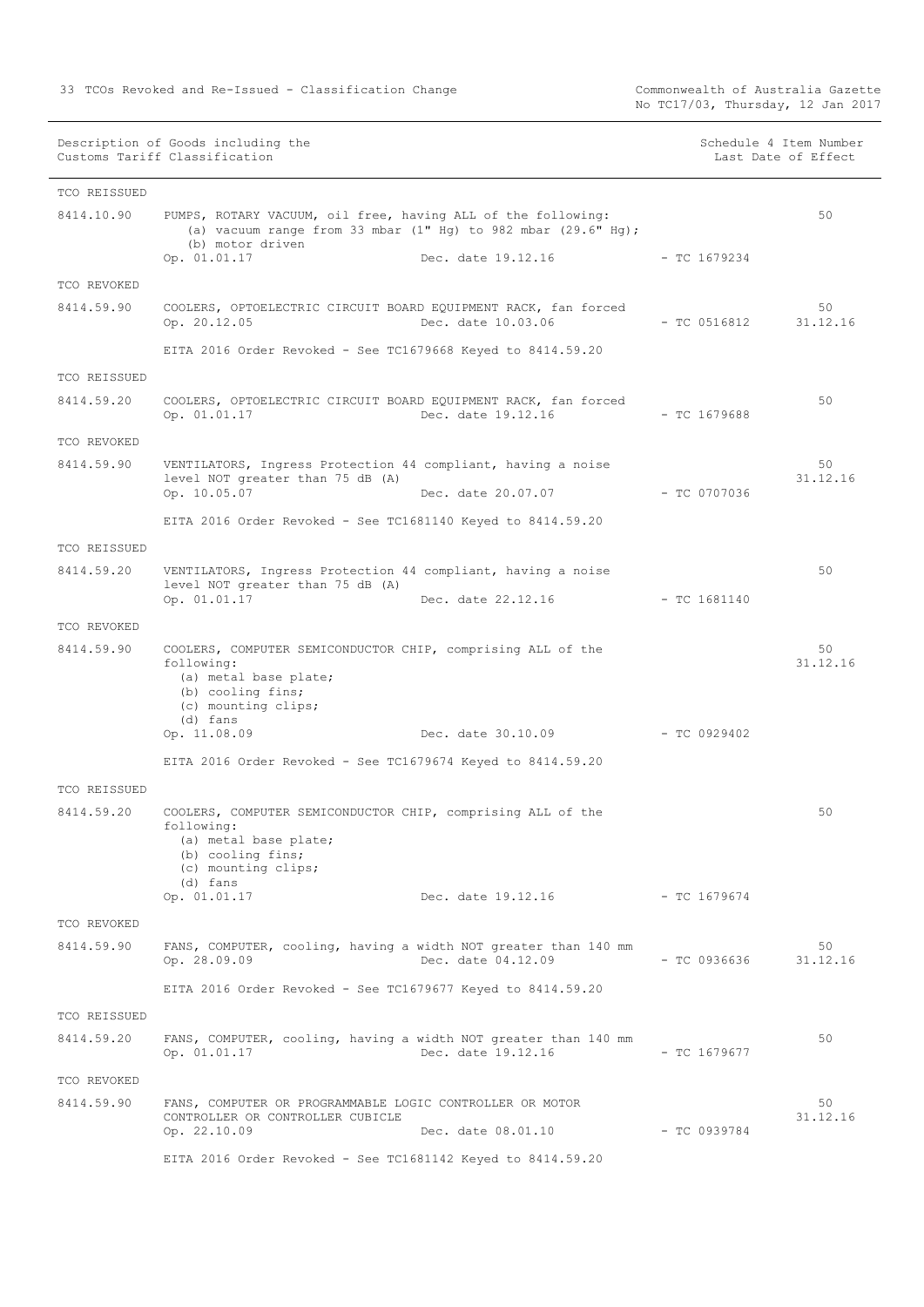| Description of Goods including the Customs Tariff Classification | | | | Schedule 4 Item Number Last Date of Effect |
|---|---|---|---|---|
| TCO REISSUED | | | | |
| 8414.10.90 | PUMPS, ROTARY VACUUM, oil free, having ALL of the following:<br>(a) vacuum range from 33 mbar (1" Hg) to 982 mbar (29.6" Hg);<br>(b) motor driven<br>Op. 01.01.17 | Dec. date 19.12.16 | - TC 1679234 | 50 |
| TCO REVOKED | | | | |
| 8414.59.90 | COOLERS, OPTOELECTRIC CIRCUIT BOARD EQUIPMENT RACK, fan forced<br>Op. 20.12.05 | Dec. date 10.03.06 | - TC 0516812 | 50<br>31.12.16 |
| | EITA 2016 Order Revoked - See TC1679668 Keyed to 8414.59.20 | | | |
| TCO REISSUED | | | | |
| 8414.59.20 | COOLERS, OPTOELECTRIC CIRCUIT BOARD EQUIPMENT RACK, fan forced<br>Op. 01.01.17 | Dec. date 19.12.16 | - TC 1679688 | 50 |
| TCO REVOKED | | | | |
| 8414.59.90 | VENTILATORS, Ingress Protection 44 compliant, having a noise level NOT greater than 75 dB (A)<br>Op. 10.05.07 | Dec. date 20.07.07 | - TC 0707036 | 50<br>31.12.16 |
| | EITA 2016 Order Revoked - See TC1681140 Keyed to 8414.59.20 | | | |
| TCO REISSUED | | | | |
| 8414.59.20 | VENTILATORS, Ingress Protection 44 compliant, having a noise level NOT greater than 75 dB (A)<br>Op. 01.01.17 | Dec. date 22.12.16 | - TC 1681140 | 50 |
| TCO REVOKED | | | | |
| 8414.59.90 | COOLERS, COMPUTER SEMICONDUCTOR CHIP, comprising ALL of the following:<br>(a) metal base plate;<br>(b) cooling fins;<br>(c) mounting clips;<br>(d) fans<br>Op. 11.08.09 | Dec. date 30.10.09 | - TC 0929402 | 50<br>31.12.16 |
| | EITA 2016 Order Revoked - See TC1679674 Keyed to 8414.59.20 | | | |
| TCO REISSUED | | | | |
| 8414.59.20 | COOLERS, COMPUTER SEMICONDUCTOR CHIP, comprising ALL of the following:<br>(a) metal base plate;<br>(b) cooling fins;<br>(c) mounting clips;<br>(d) fans<br>Op. 01.01.17 | Dec. date 19.12.16 | - TC 1679674 | 50 |
| TCO REVOKED | | | | |
| 8414.59.90 | FANS, COMPUTER, cooling, having a width NOT greater than 140 mm<br>Op. 28.09.09 | Dec. date 04.12.09 | - TC 0936636 | 50<br>31.12.16 |
| | EITA 2016 Order Revoked - See TC1679677 Keyed to 8414.59.20 | | | |
| TCO REISSUED | | | | |
| 8414.59.20 | FANS, COMPUTER, cooling, having a width NOT greater than 140 mm<br>Op. 01.01.17 | Dec. date 19.12.16 | - TC 1679677 | 50 |
| TCO REVOKED | | | | |
| 8414.59.90 | FANS, COMPUTER OR PROGRAMMABLE LOGIC CONTROLLER OR MOTOR CONTROLLER OR CONTROLLER CUBICLE<br>Op. 22.10.09 | Dec. date 08.01.10 | - TC 0939784 | 50<br>31.12.16 |
| | EITA 2016 Order Revoked - See TC1681142 Keyed to 8414.59.20 | | | |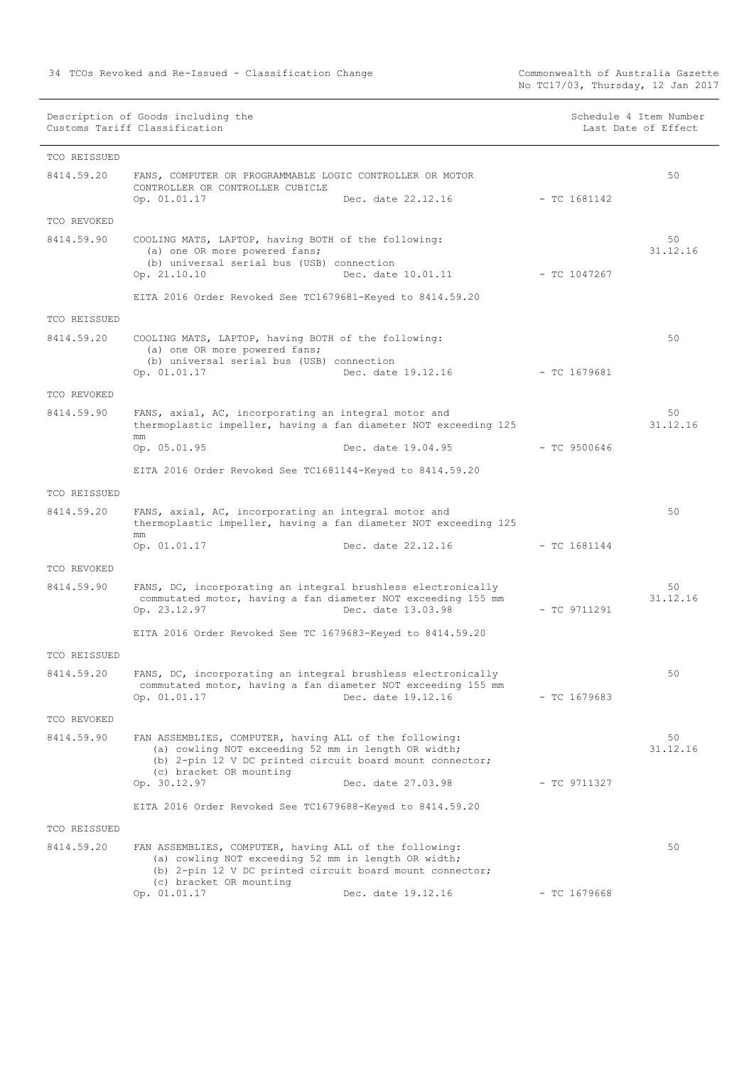| Description of Goods including the Customs Tariff Classification | | | | Schedule 4 Item Number Last Date of Effect |
|---|---|---|---|---|
| TCO REISSUED | | | | |
| 8414.59.20 | FANS, COMPUTER OR PROGRAMMABLE LOGIC CONTROLLER OR MOTOR CONTROLLER OR CONTROLLER CUBICLE<br>Op. 01.01.17 | Dec. date 22.12.16 | - TC 1681142 | 50 |
| TCO REVOKED | | | | |
| 8414.59.90 | COOLING MATS, LAPTOP, having BOTH of the following:<br>(a) one OR more powered fans;<br>(b) universal serial bus (USB) connection<br>Op. 21.10.10 | Dec. date 10.01.11 | - TC 1047267 | 50<br>31.12.16 |
| | EITA 2016 Order Revoked See TC1679681-Keyed to 8414.59.20 | | | |
| TCO REISSUED | | | | |
| 8414.59.20 | COOLING MATS, LAPTOP, having BOTH of the following:<br>(a) one OR more powered fans;<br>(b) universal serial bus (USB) connection<br>Op. 01.01.17 | Dec. date 19.12.16 | - TC 1679681 | 50 |
| TCO REVOKED | | | | |
| 8414.59.90 | FANS, axial, AC, incorporating an integral motor and thermoplastic impeller, having a fan diameter NOT exceeding 125 mm<br>Op. 05.01.95 | Dec. date 19.04.95 | - TC 9500646 | 50<br>31.12.16 |
| | EITA 2016 Order Revoked See TC1681144-Keyed to 8414.59.20 | | | |
| TCO REISSUED | | | | |
| 8414.59.20 | FANS, axial, AC, incorporating an integral motor and thermoplastic impeller, having a fan diameter NOT exceeding 125 mm<br>Op. 01.01.17 | Dec. date 22.12.16 | - TC 1681144 | 50 |
| TCO REVOKED | | | | |
| 8414.59.90 | FANS, DC, incorporating an integral brushless electronically commutated motor, having a fan diameter NOT exceeding 155 mm<br>Op. 23.12.97 | Dec. date 13.03.98 | - TC 9711291 | 50<br>31.12.16 |
| | EITA 2016 Order Revoked See TC 1679683-Keyed to 8414.59.20 | | | |
| TCO REISSUED | | | | |
| 8414.59.20 | FANS, DC, incorporating an integral brushless electronically commutated motor, having a fan diameter NOT exceeding 155 mm<br>Op. 01.01.17 | Dec. date 19.12.16 | - TC 1679683 | 50 |
| TCO REVOKED | | | | |
| 8414.59.90 | FAN ASSEMBLIES, COMPUTER, having ALL of the following:<br>(a) cowling NOT exceeding 52 mm in length OR width;<br>(b) 2-pin 12 V DC printed circuit board mount connector;<br>(c) bracket OR mounting<br>Op. 30.12.97 | Dec. date 27.03.98 | - TC 9711327 | 50<br>31.12.16 |
| | EITA 2016 Order Revoked See TC1679688-Keyed to 8414.59.20 | | | |
| TCO REISSUED | | | | |
| 8414.59.20 | FAN ASSEMBLIES, COMPUTER, having ALL of the following:<br>(a) cowling NOT exceeding 52 mm in length OR width;<br>(b) 2-pin 12 V DC printed circuit board mount connector;<br>(c) bracket OR mounting<br>Op. 01.01.17 | Dec. date 19.12.16 | - TC 1679668 | 50 |